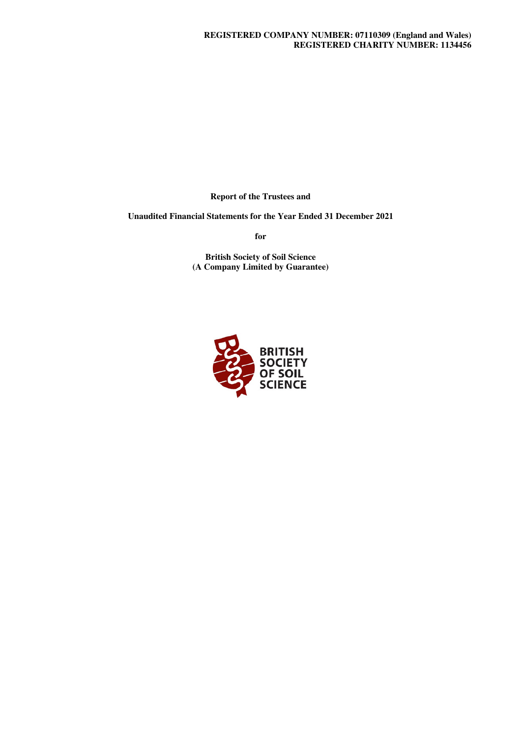**REGISTERED COMPANY NUMBER: 07110309 (England and Wales)**
**REGISTERED CHARITY NUMBER: 1134456**

**Report of the Trustees and**

**Unaudited Financial Statements for the Year Ended 31 December 2021**

**for**

**British Society of Soil Science**
**(A Company Limited by Guarantee)**

BRITISH SOCIETY OF SOIL SCIENCE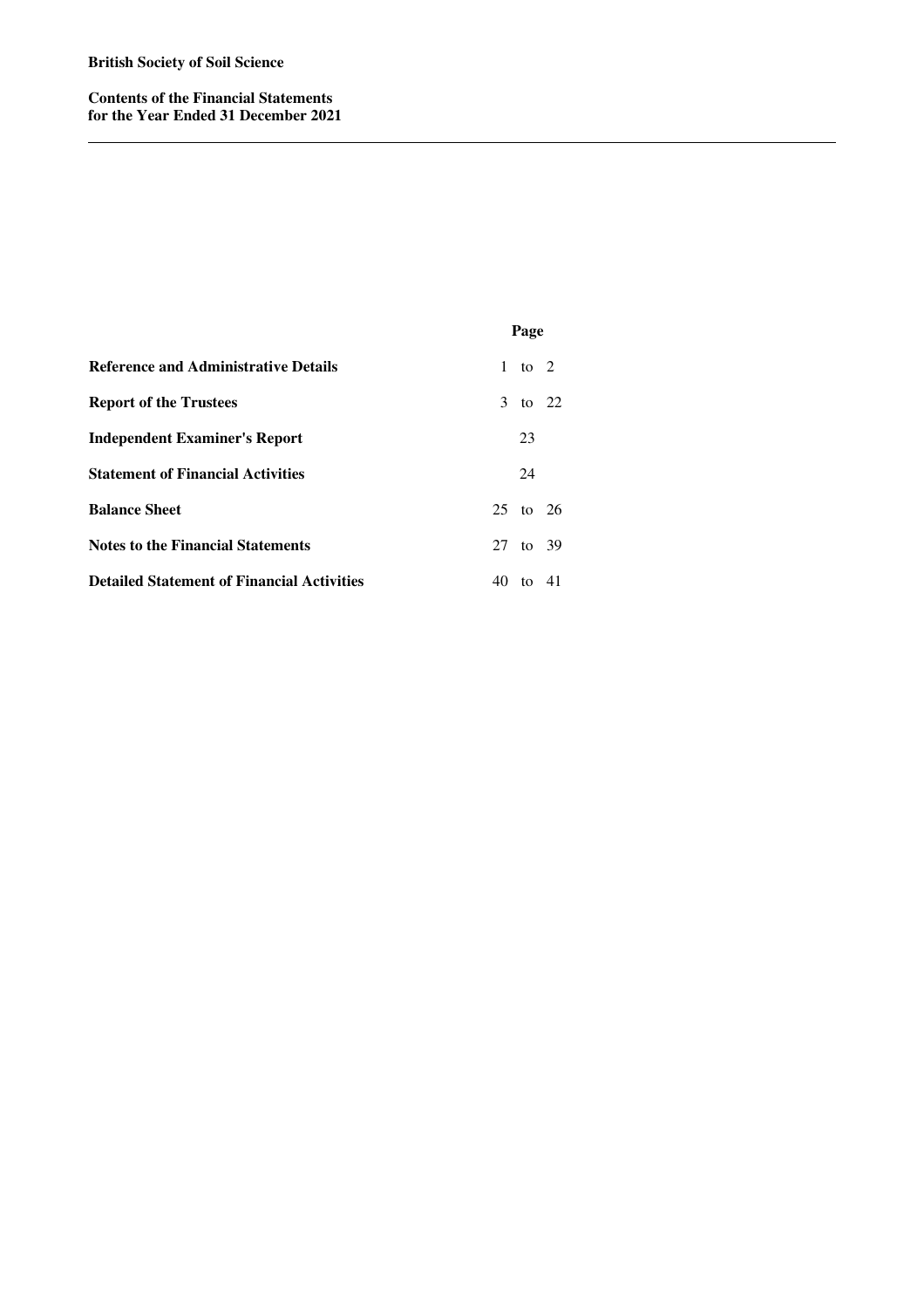**British Society of Soil Science**

# Contents of the Financial Statements for the Year Ended 31 December 2021

| | Page |
|---|---|
| **Reference and Administrative Details** | 1 to 2 |
| **Report of the Trustees** | 3 to 22 |
| **Independent Examiner's Report** | 23 |
| **Statement of Financial Activities** | 24 |
| **Balance Sheet** | 25 to 26 |
| **Notes to the Financial Statements** | 27 to 39 |
| **Detailed Statement of Financial Activities** | 40 to 41 |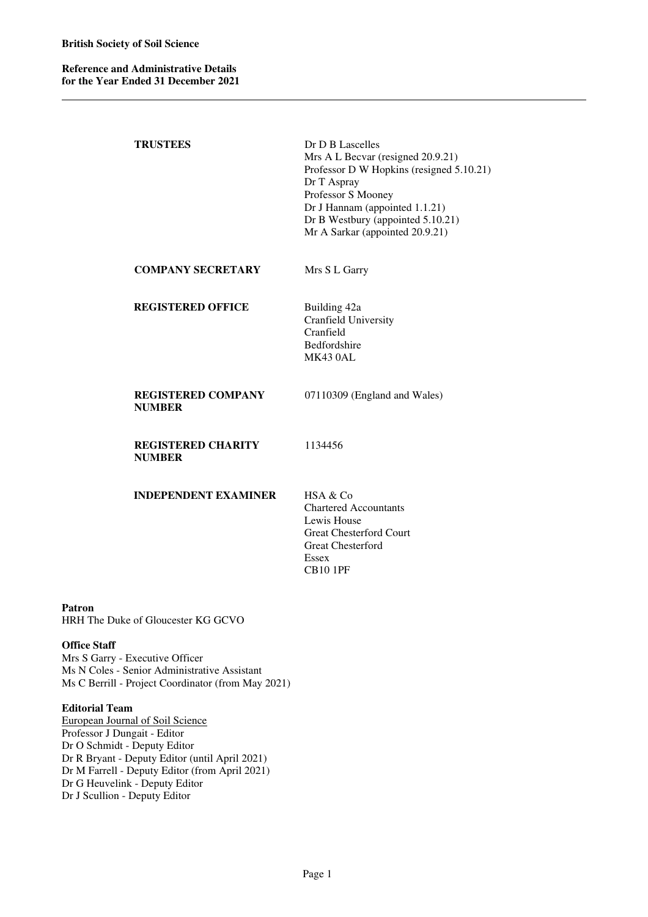**British Society of Soil Science**

**Reference and Administrative Details for the Year Ended 31 December 2021**

| | |
|---|---|
| **TRUSTEES** | Dr D B Lascelles<br>Mrs A L Becvar (resigned 20.9.21)<br>Professor D W Hopkins (resigned 5.10.21)<br>Dr T Aspray<br>Professor S Mooney<br>Dr J Hannam (appointed 1.1.21)<br>Dr B Westbury (appointed 5.10.21)<br>Mr A Sarkar (appointed 20.9.21) |
| **COMPANY SECRETARY** | Mrs S L Garry |
| **REGISTERED OFFICE** | Building 42a<br>Cranfield University<br>Cranfield<br>Bedfordshire<br>MK43 0AL |
| **REGISTERED COMPANY NUMBER** | 07110309 (England and Wales) |
| **REGISTERED CHARITY NUMBER** | 1134456 |
| **INDEPENDENT EXAMINER** | HSA & Co<br>Chartered Accountants<br>Lewis House<br>Great Chesterford Court<br>Great Chesterford<br>Essex<br>CB10 1PF |

**Patron**
HRH The Duke of Gloucester KG GCVO

**Office Staff**
Mrs S Garry - Executive Officer
Ms N Coles - Senior Administrative Assistant
Ms C Berrill - Project Coordinator (from May 2021)

**Editorial Team**
European Journal of Soil Science
Professor J Dungait - Editor
Dr O Schmidt - Deputy Editor
Dr R Bryant - Deputy Editor (until April 2021)
Dr M Farrell - Deputy Editor (from April 2021)
Dr G Heuvelink - Deputy Editor
Dr J Scullion - Deputy Editor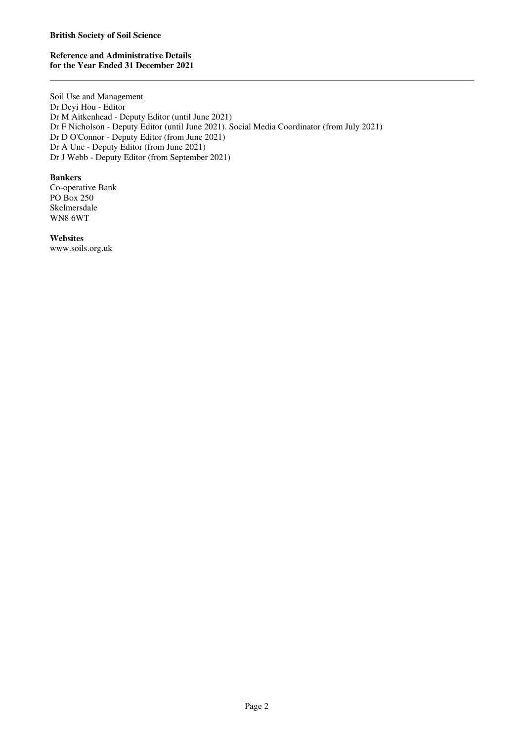Soil Use and Management

Dr Deyi Hou - Editor
Dr M Aitkenhead - Deputy Editor (until June 2021)
Dr F Nicholson - Deputy Editor (until June 2021). Social Media Coordinator (from July 2021)
Dr D O'Connor - Deputy Editor (from June 2021)
Dr A Unc - Deputy Editor (from June 2021)
Dr J Webb - Deputy Editor (from September 2021)

**Bankers**

Co-operative Bank
PO Box 250
Skelmersdale
WN8 6WT

**Websites**

www.soils.org.uk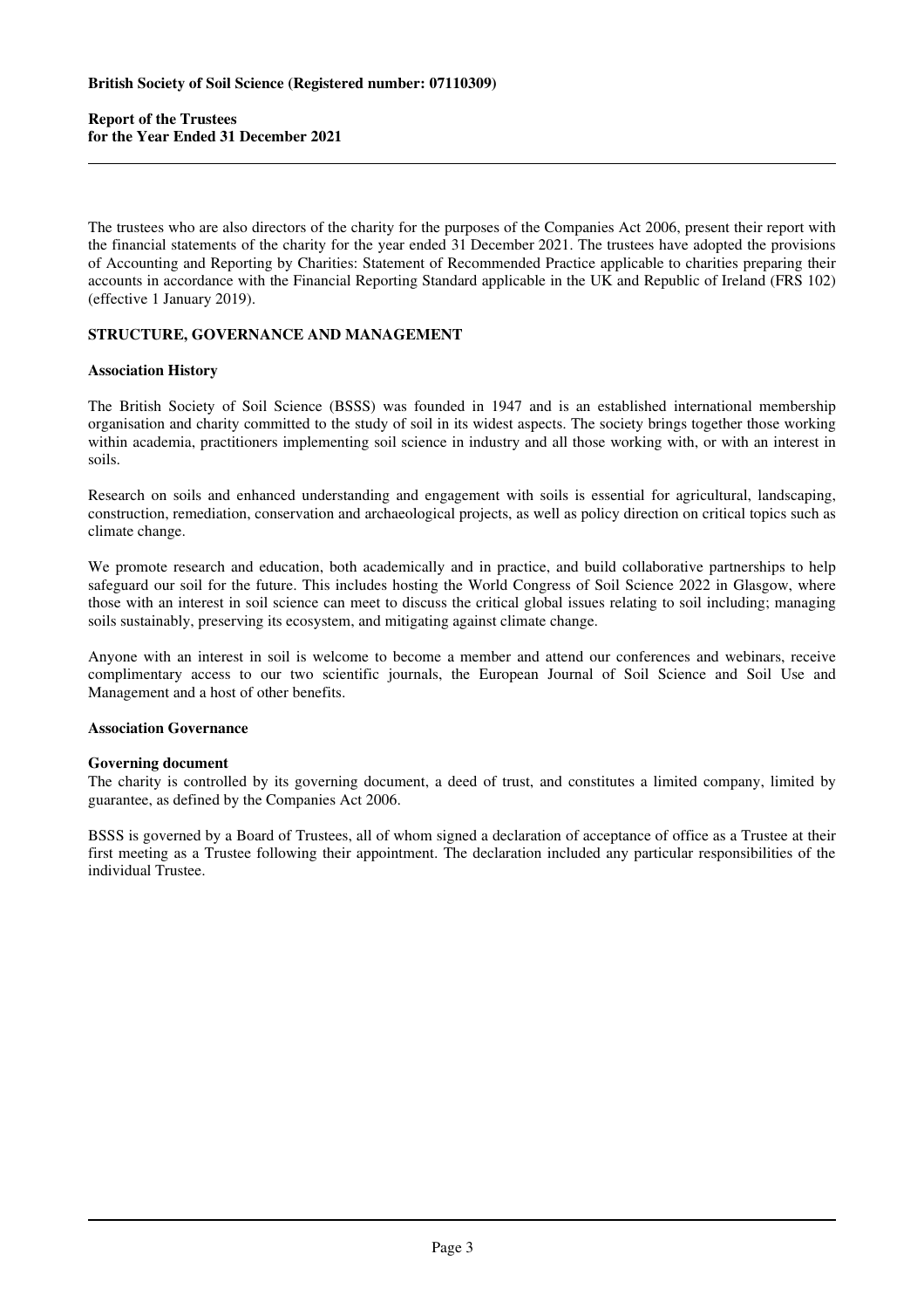The trustees who are also directors of the charity for the purposes of the Companies Act 2006, present their report with the financial statements of the charity for the year ended 31 December 2021. The trustees have adopted the provisions of Accounting and Reporting by Charities: Statement of Recommended Practice applicable to charities preparing their accounts in accordance with the Financial Reporting Standard applicable in the UK and Republic of Ireland (FRS 102) (effective 1 January 2019).

## STRUCTURE, GOVERNANCE AND MANAGEMENT

### Association History

The British Society of Soil Science (BSSS) was founded in 1947 and is an established international membership organisation and charity committed to the study of soil in its widest aspects. The society brings together those working within academia, practitioners implementing soil science in industry and all those working with, or with an interest in soils.

Research on soils and enhanced understanding and engagement with soils is essential for agricultural, landscaping, construction, remediation, conservation and archaeological projects, as well as policy direction on critical topics such as climate change.

We promote research and education, both academically and in practice, and build collaborative partnerships to help safeguard our soil for the future. This includes hosting the World Congress of Soil Science 2022 in Glasgow, where those with an interest in soil science can meet to discuss the critical global issues relating to soil including; managing soils sustainably, preserving its ecosystem, and mitigating against climate change.

Anyone with an interest in soil is welcome to become a member and attend our conferences and webinars, receive complimentary access to our two scientific journals, the European Journal of Soil Science and Soil Use and Management and a host of other benefits.

### Association Governance

**Governing document**

The charity is controlled by its governing document, a deed of trust, and constitutes a limited company, limited by guarantee, as defined by the Companies Act 2006.

BSSS is governed by a Board of Trustees, all of whom signed a declaration of acceptance of office as a Trustee at their first meeting as a Trustee following their appointment. The declaration included any particular responsibilities of the individual Trustee.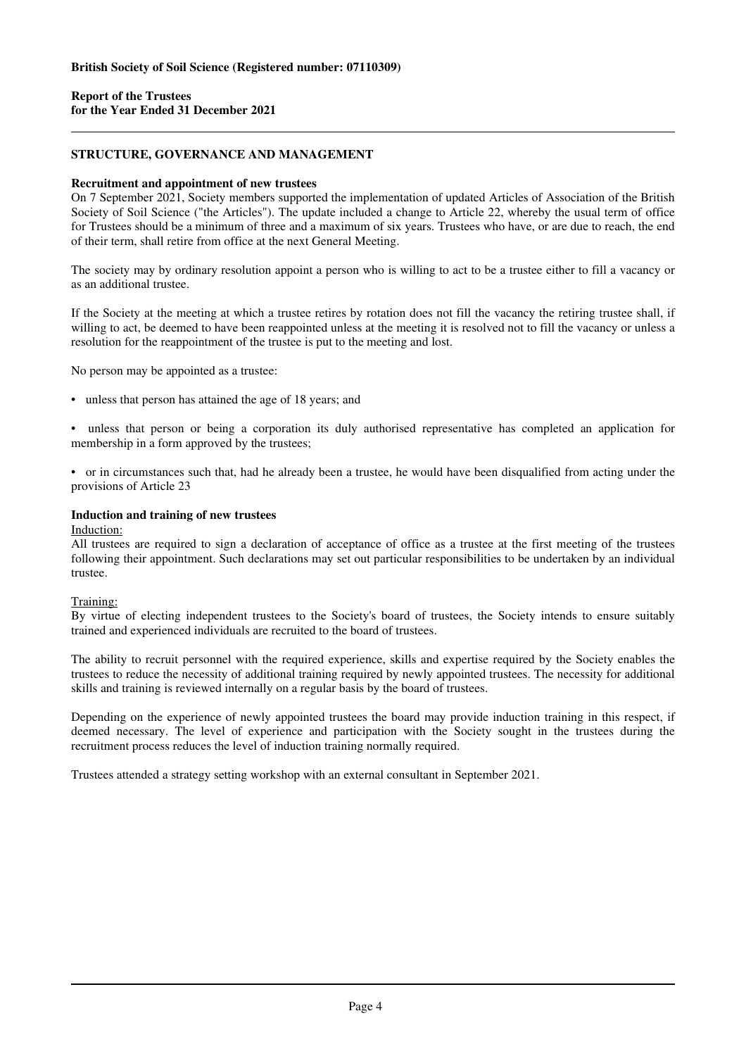## STRUCTURE, GOVERNANCE AND MANAGEMENT

### Recruitment and appointment of new trustees

On 7 September 2021, Society members supported the implementation of updated Articles of Association of the British Society of Soil Science ("the Articles"). The update included a change to Article 22, whereby the usual term of office for Trustees should be a minimum of three and a maximum of six years. Trustees who have, or are due to reach, the end of their term, shall retire from office at the next General Meeting.

The society may by ordinary resolution appoint a person who is willing to act to be a trustee either to fill a vacancy or as an additional trustee.

If the Society at the meeting at which a trustee retires by rotation does not fill the vacancy the retiring trustee shall, if willing to act, be deemed to have been reappointed unless at the meeting it is resolved not to fill the vacancy or unless a resolution for the reappointment of the trustee is put to the meeting and lost.

No person may be appointed as a trustee:

- unless that person has attained the age of 18 years; and
- unless that person or being a corporation its duly authorised representative has completed an application for membership in a form approved by the trustees;
- or in circumstances such that, had he already been a trustee, he would have been disqualified from acting under the provisions of Article 23

### Induction and training of new trustees

Induction:

All trustees are required to sign a declaration of acceptance of office as a trustee at the first meeting of the trustees following their appointment. Such declarations may set out particular responsibilities to be undertaken by an individual trustee.

Training:

By virtue of electing independent trustees to the Society's board of trustees, the Society intends to ensure suitably trained and experienced individuals are recruited to the board of trustees.

The ability to recruit personnel with the required experience, skills and expertise required by the Society enables the trustees to reduce the necessity of additional training required by newly appointed trustees. The necessity for additional skills and training is reviewed internally on a regular basis by the board of trustees.

Depending on the experience of newly appointed trustees the board may provide induction training in this respect, if deemed necessary. The level of experience and participation with the Society sought in the trustees during the recruitment process reduces the level of induction training normally required.

Trustees attended a strategy setting workshop with an external consultant in September 2021.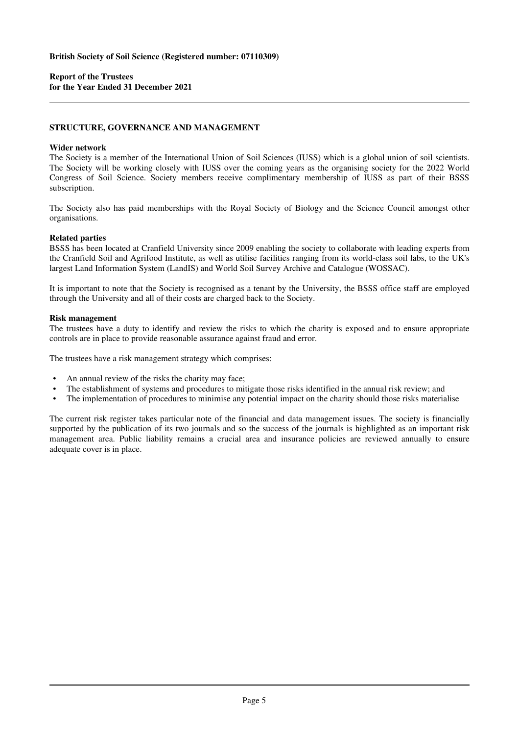## STRUCTURE, GOVERNANCE AND MANAGEMENT

### Wider network

The Society is a member of the International Union of Soil Sciences (IUSS) which is a global union of soil scientists. The Society will be working closely with IUSS over the coming years as the organising society for the 2022 World Congress of Soil Science. Society members receive complimentary membership of IUSS as part of their BSSS subscription.

The Society also has paid memberships with the Royal Society of Biology and the Science Council amongst other organisations.

### Related parties

BSSS has been located at Cranfield University since 2009 enabling the society to collaborate with leading experts from the Cranfield Soil and Agrifood Institute, as well as utilise facilities ranging from its world-class soil labs, to the UK's largest Land Information System (LandIS) and World Soil Survey Archive and Catalogue (WOSSAC).

It is important to note that the Society is recognised as a tenant by the University, the BSSS office staff are employed through the University and all of their costs are charged back to the Society.

### Risk management

The trustees have a duty to identify and review the risks to which the charity is exposed and to ensure appropriate controls are in place to provide reasonable assurance against fraud and error.

The trustees have a risk management strategy which comprises:

- An annual review of the risks the charity may face;
- The establishment of systems and procedures to mitigate those risks identified in the annual risk review; and
- The implementation of procedures to minimise any potential impact on the charity should those risks materialise

The current risk register takes particular note of the financial and data management issues. The society is financially supported by the publication of its two journals and so the success of the journals is highlighted as an important risk management area. Public liability remains a crucial area and insurance policies are reviewed annually to ensure adequate cover is in place.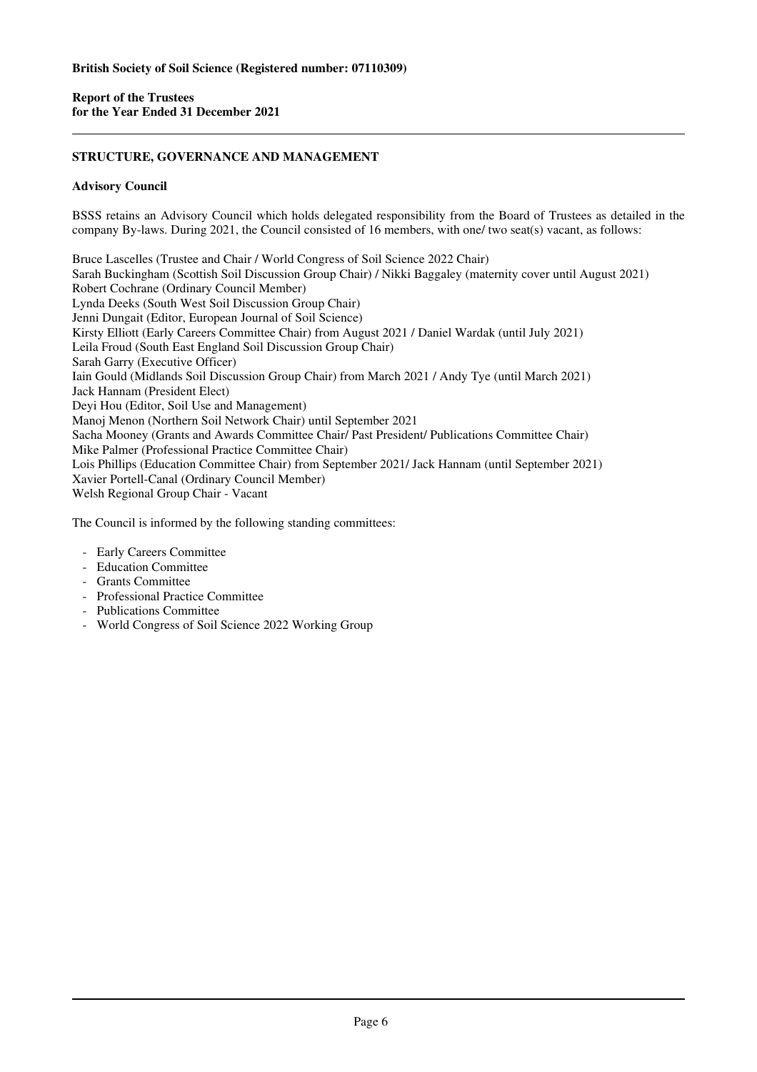## STRUCTURE, GOVERNANCE AND MANAGEMENT

### Advisory Council

BSSS retains an Advisory Council which holds delegated responsibility from the Board of Trustees as detailed in the company By-laws. During 2021, the Council consisted of 16 members, with one/ two seat(s) vacant, as follows:

Bruce Lascelles (Trustee and Chair / World Congress of Soil Science 2022 Chair)
Sarah Buckingham (Scottish Soil Discussion Group Chair) / Nikki Baggaley (maternity cover until August 2021)
Robert Cochrane (Ordinary Council Member)
Lynda Deeks (South West Soil Discussion Group Chair)
Jenni Dungait (Editor, European Journal of Soil Science)
Kirsty Elliott (Early Careers Committee Chair) from August 2021 / Daniel Wardak (until July 2021)
Leila Froud (South East England Soil Discussion Group Chair)
Sarah Garry (Executive Officer)
Iain Gould (Midlands Soil Discussion Group Chair) from March 2021 / Andy Tye (until March 2021)
Jack Hannam (President Elect)
Deyi Hou (Editor, Soil Use and Management)
Manoj Menon (Northern Soil Network Chair) until September 2021
Sacha Mooney (Grants and Awards Committee Chair/ Past President/ Publications Committee Chair)
Mike Palmer (Professional Practice Committee Chair)
Lois Phillips (Education Committee Chair) from September 2021/ Jack Hannam (until September 2021)
Xavier Portell-Canal (Ordinary Council Member)
Welsh Regional Group Chair - Vacant

The Council is informed by the following standing committees:

- Early Careers Committee
- Education Committee
- Grants Committee
- Professional Practice Committee
- Publications Committee
- World Congress of Soil Science 2022 Working Group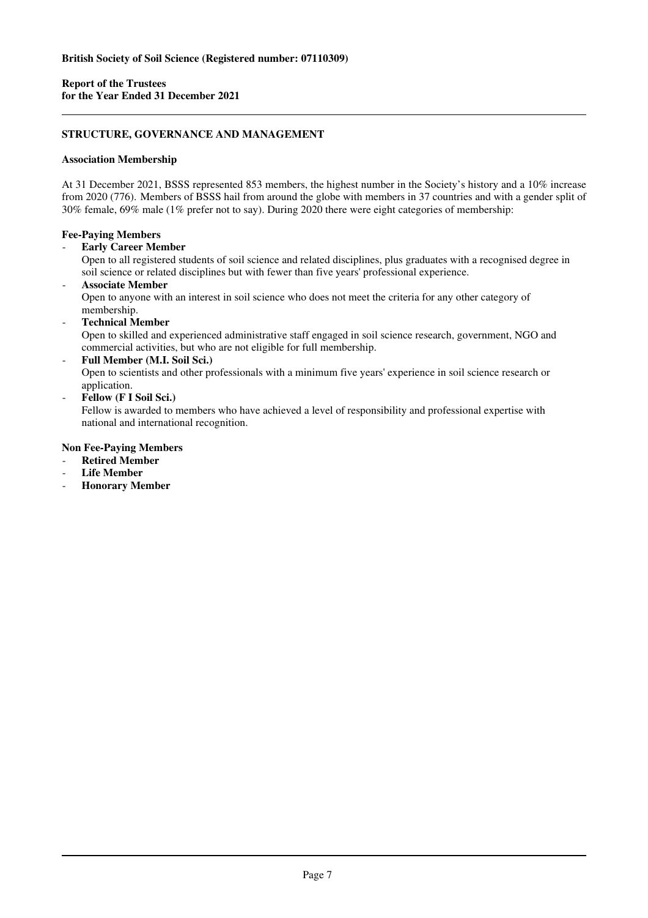## STRUCTURE, GOVERNANCE AND MANAGEMENT

### Association Membership

At 31 December 2021, BSSS represented 853 members, the highest number in the Society's history and a 10% increase from 2020 (776). Members of BSSS hail from around the globe with members in 37 countries and with a gender split of 30% female, 69% male (1% prefer not to say). During 2020 there were eight categories of membership:

**Fee-Paying Members**

- **Early Career Member**
  Open to all registered students of soil science and related disciplines, plus graduates with a recognised degree in soil science or related disciplines but with fewer than five years' professional experience.
- **Associate Member**
  Open to anyone with an interest in soil science who does not meet the criteria for any other category of membership.
- **Technical Member**
  Open to skilled and experienced administrative staff engaged in soil science research, government, NGO and commercial activities, but who are not eligible for full membership.
- **Full Member (M.I. Soil Sci.)**
  Open to scientists and other professionals with a minimum five years' experience in soil science research or application.
- **Fellow (F I Soil Sci.)**
  Fellow is awarded to members who have achieved a level of responsibility and professional expertise with national and international recognition.

**Non Fee-Paying Members**

- **Retired Member**
- **Life Member**
- **Honorary Member**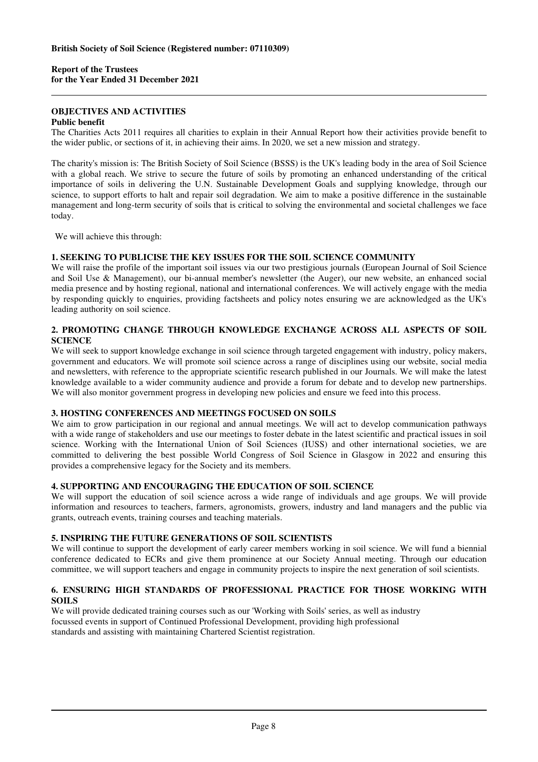## OBJECTIVES AND ACTIVITIES

### Public benefit

The Charities Acts 2011 requires all charities to explain in their Annual Report how their activities provide benefit to the wider public, or sections of it, in achieving their aims. In 2020, we set a new mission and strategy.

The charity's mission is: The British Society of Soil Science (BSSS) is the UK's leading body in the area of Soil Science with a global reach. We strive to secure the future of soils by promoting an enhanced understanding of the critical importance of soils in delivering the U.N. Sustainable Development Goals and supplying knowledge, through our science, to support efforts to halt and repair soil degradation. We aim to make a positive difference in the sustainable management and long-term security of soils that is critical to solving the environmental and societal challenges we face today.

We will achieve this through:

**1. SEEKING TO PUBLICISE THE KEY ISSUES FOR THE SOIL SCIENCE COMMUNITY**

We will raise the profile of the important soil issues via our two prestigious journals (European Journal of Soil Science and Soil Use & Management), our bi-annual member's newsletter (the Auger), our new website, an enhanced social media presence and by hosting regional, national and international conferences. We will actively engage with the media by responding quickly to enquiries, providing factsheets and policy notes ensuring we are acknowledged as the UK's leading authority on soil science.

**2. PROMOTING CHANGE THROUGH KNOWLEDGE EXCHANGE ACROSS ALL ASPECTS OF SOIL SCIENCE**

We will seek to support knowledge exchange in soil science through targeted engagement with industry, policy makers, government and educators. We will promote soil science across a range of disciplines using our website, social media and newsletters, with reference to the appropriate scientific research published in our Journals. We will make the latest knowledge available to a wider community audience and provide a forum for debate and to develop new partnerships. We will also monitor government progress in developing new policies and ensure we feed into this process.

**3. HOSTING CONFERENCES AND MEETINGS FOCUSED ON SOILS**

We aim to grow participation in our regional and annual meetings. We will act to develop communication pathways with a wide range of stakeholders and use our meetings to foster debate in the latest scientific and practical issues in soil science. Working with the International Union of Soil Sciences (IUSS) and other international societies, we are committed to delivering the best possible World Congress of Soil Science in Glasgow in 2022 and ensuring this provides a comprehensive legacy for the Society and its members.

**4. SUPPORTING AND ENCOURAGING THE EDUCATION OF SOIL SCIENCE**

We will support the education of soil science across a wide range of individuals and age groups. We will provide information and resources to teachers, farmers, agronomists, growers, industry and land managers and the public via grants, outreach events, training courses and teaching materials.

**5. INSPIRING THE FUTURE GENERATIONS OF SOIL SCIENTISTS**

We will continue to support the development of early career members working in soil science. We will fund a biennial conference dedicated to ECRs and give them prominence at our Society Annual meeting. Through our education committee, we will support teachers and engage in community projects to inspire the next generation of soil scientists.

**6. ENSURING HIGH STANDARDS OF PROFESSIONAL PRACTICE FOR THOSE WORKING WITH SOILS**

We will provide dedicated training courses such as our 'Working with Soils' series, as well as industry focussed events in support of Continued Professional Development, providing high professional standards and assisting with maintaining Chartered Scientist registration.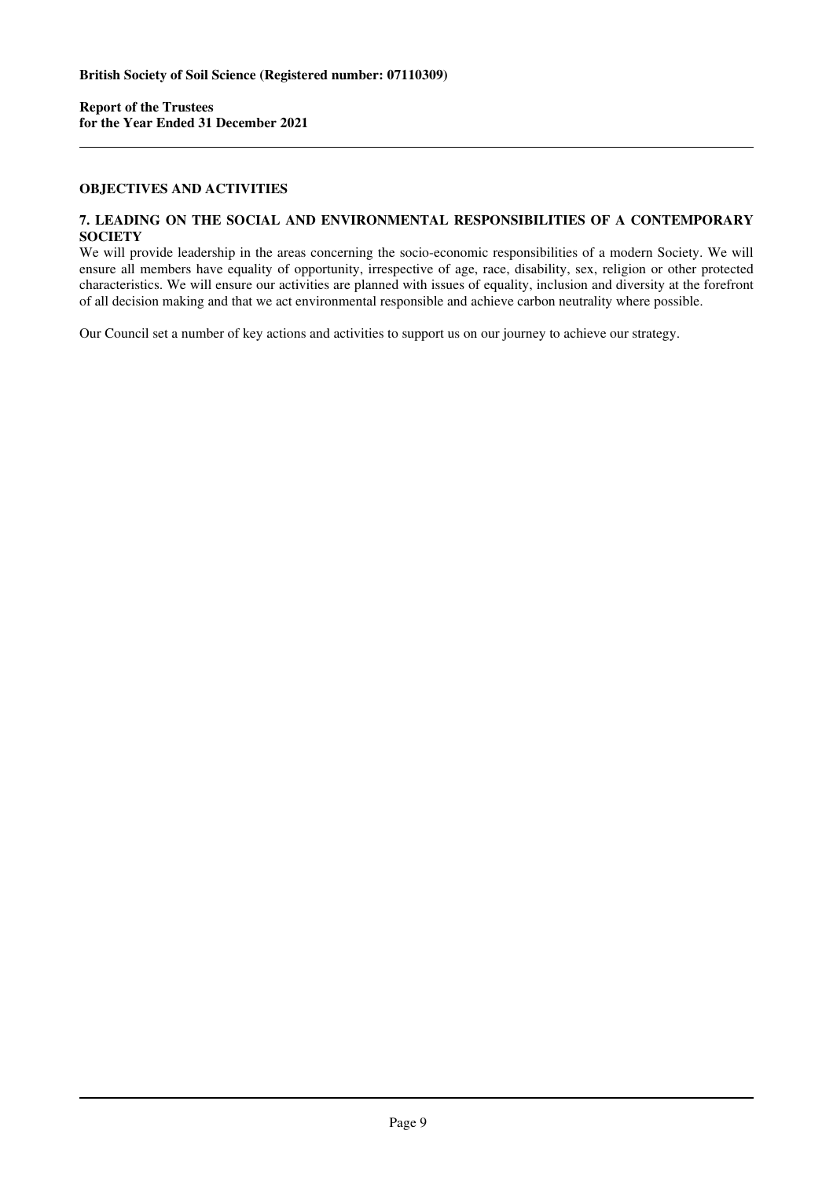## OBJECTIVES AND ACTIVITIES

### 7. LEADING ON THE SOCIAL AND ENVIRONMENTAL RESPONSIBILITIES OF A CONTEMPORARY SOCIETY

We will provide leadership in the areas concerning the socio-economic responsibilities of a modern Society. We will ensure all members have equality of opportunity, irrespective of age, race, disability, sex, religion or other protected characteristics. We will ensure our activities are planned with issues of equality, inclusion and diversity at the forefront of all decision making and that we act environmental responsible and achieve carbon neutrality where possible.

Our Council set a number of key actions and activities to support us on our journey to achieve our strategy.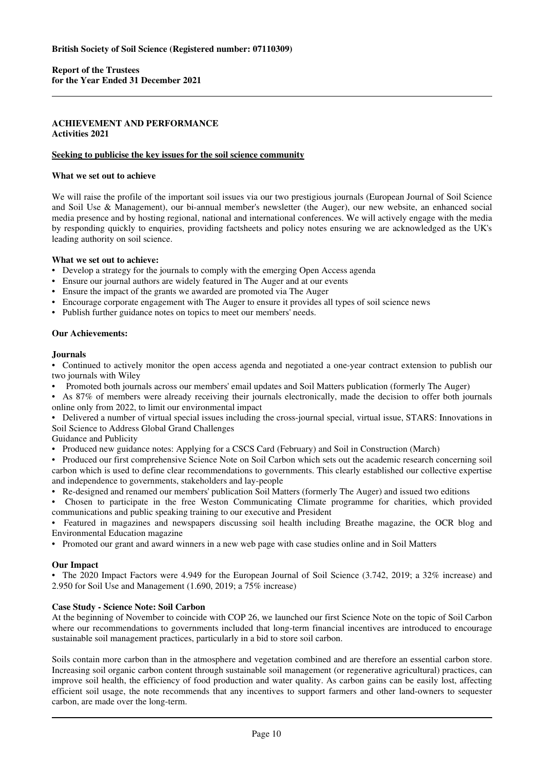## ACHIEVEMENT AND PERFORMANCE

### Activities 2021

**Seeking to publicise the key issues for the soil science community**

**What we set out to achieve**

We will raise the profile of the important soil issues via our two prestigious journals (European Journal of Soil Science and Soil Use & Management), our bi-annual member's newsletter (the Auger), our new website, an enhanced social media presence and by hosting regional, national and international conferences. We will actively engage with the media by responding quickly to enquiries, providing factsheets and policy notes ensuring we are acknowledged as the UK's leading authority on soil science.

**What we set out to achieve:**

- Develop a strategy for the journals to comply with the emerging Open Access agenda
- Ensure our journal authors are widely featured in The Auger and at our events
- Ensure the impact of the grants we awarded are promoted via The Auger
- Encourage corporate engagement with The Auger to ensure it provides all types of soil science news
- Publish further guidance notes on topics to meet our members' needs.

**Our Achievements:**

**Journals**

- Continued to actively monitor the open access agenda and negotiated a one-year contract extension to publish our two journals with Wiley
- Promoted both journals across our members' email updates and Soil Matters publication (formerly The Auger)
- As 87% of members were already receiving their journals electronically, made the decision to offer both journals online only from 2022, to limit our environmental impact
- Delivered a number of virtual special issues including the cross-journal special, virtual issue, STARS: Innovations in Soil Science to Address Global Grand Challenges

Guidance and Publicity

- Produced new guidance notes: Applying for a CSCS Card (February) and Soil in Construction (March)
- Produced our first comprehensive Science Note on Soil Carbon which sets out the academic research concerning soil carbon which is used to define clear recommendations to governments. This clearly established our collective expertise and independence to governments, stakeholders and lay-people
- Re-designed and renamed our members' publication Soil Matters (formerly The Auger) and issued two editions
- Chosen to participate in the free Weston Communicating Climate programme for charities, which provided communications and public speaking training to our executive and President
- Featured in magazines and newspapers discussing soil health including Breathe magazine, the OCR blog and Environmental Education magazine
- Promoted our grant and award winners in a new web page with case studies online and in Soil Matters

**Our Impact**

- The 2020 Impact Factors were 4.949 for the European Journal of Soil Science (3.742, 2019; a 32% increase) and 2.950 for Soil Use and Management (1.690, 2019; a 75% increase)

**Case Study - Science Note: Soil Carbon**

At the beginning of November to coincide with COP 26, we launched our first Science Note on the topic of Soil Carbon where our recommendations to governments included that long-term financial incentives are introduced to encourage sustainable soil management practices, particularly in a bid to store soil carbon.

Soils contain more carbon than in the atmosphere and vegetation combined and are therefore an essential carbon store. Increasing soil organic carbon content through sustainable soil management (or regenerative agricultural) practices, can improve soil health, the efficiency of food production and water quality. As carbon gains can be easily lost, affecting efficient soil usage, the note recommends that any incentives to support farmers and other land-owners to sequester carbon, are made over the long-term.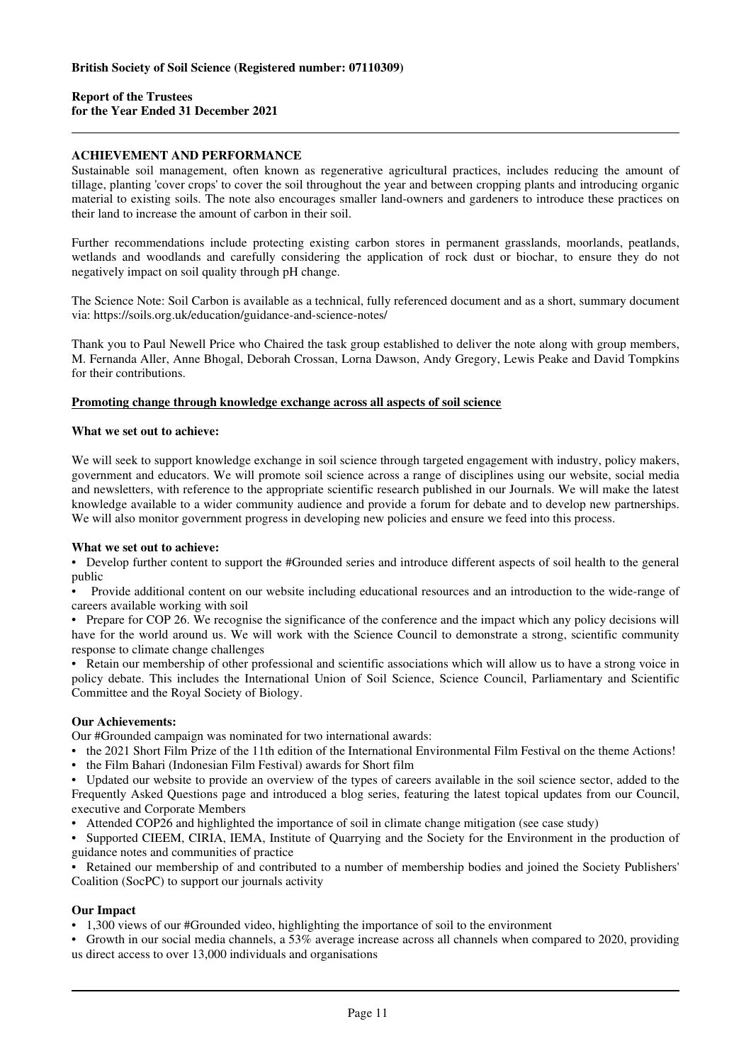## ACHIEVEMENT AND PERFORMANCE

Sustainable soil management, often known as regenerative agricultural practices, includes reducing the amount of tillage, planting 'cover crops' to cover the soil throughout the year and between cropping plants and introducing organic material to existing soils. The note also encourages smaller land-owners and gardeners to introduce these practices on their land to increase the amount of carbon in their soil.

Further recommendations include protecting existing carbon stores in permanent grasslands, moorlands, peatlands, wetlands and woodlands and carefully considering the application of rock dust or biochar, to ensure they do not negatively impact on soil quality through pH change.

The Science Note: Soil Carbon is available as a technical, fully referenced document and as a short, summary document via: https://soils.org.uk/education/guidance-and-science-notes/

Thank you to Paul Newell Price who Chaired the task group established to deliver the note along with group members, M. Fernanda Aller, Anne Bhogal, Deborah Crossan, Lorna Dawson, Andy Gregory, Lewis Peake and David Tompkins for their contributions.

### Promoting change through knowledge exchange across all aspects of soil science

**What we set out to achieve:**

We will seek to support knowledge exchange in soil science through targeted engagement with industry, policy makers, government and educators. We will promote soil science across a range of disciplines using our website, social media and newsletters, with reference to the appropriate scientific research published in our Journals. We will make the latest knowledge available to a wider community audience and provide a forum for debate and to develop new partnerships. We will also monitor government progress in developing new policies and ensure we feed into this process.

**What we set out to achieve:**

- Develop further content to support the #Grounded series and introduce different aspects of soil health to the general public
- Provide additional content on our website including educational resources and an introduction to the wide-range of careers available working with soil
- Prepare for COP 26. We recognise the significance of the conference and the impact which any policy decisions will have for the world around us. We will work with the Science Council to demonstrate a strong, scientific community response to climate change challenges
- Retain our membership of other professional and scientific associations which will allow us to have a strong voice in policy debate. This includes the International Union of Soil Science, Science Council, Parliamentary and Scientific Committee and the Royal Society of Biology.

**Our Achievements:**

Our #Grounded campaign was nominated for two international awards:

- the 2021 Short Film Prize of the 11th edition of the International Environmental Film Festival on the theme Actions!
- the Film Bahari (Indonesian Film Festival) awards for Short film
- Updated our website to provide an overview of the types of careers available in the soil science sector, added to the Frequently Asked Questions page and introduced a blog series, featuring the latest topical updates from our Council, executive and Corporate Members
- Attended COP26 and highlighted the importance of soil in climate change mitigation (see case study)
- Supported CIEEM, CIRIA, IEMA, Institute of Quarrying and the Society for the Environment in the production of guidance notes and communities of practice
- Retained our membership of and contributed to a number of membership bodies and joined the Society Publishers' Coalition (SocPC) to support our journals activity

**Our Impact**

- 1,300 views of our #Grounded video, highlighting the importance of soil to the environment
- Growth in our social media channels, a 53% average increase across all channels when compared to 2020, providing us direct access to over 13,000 individuals and organisations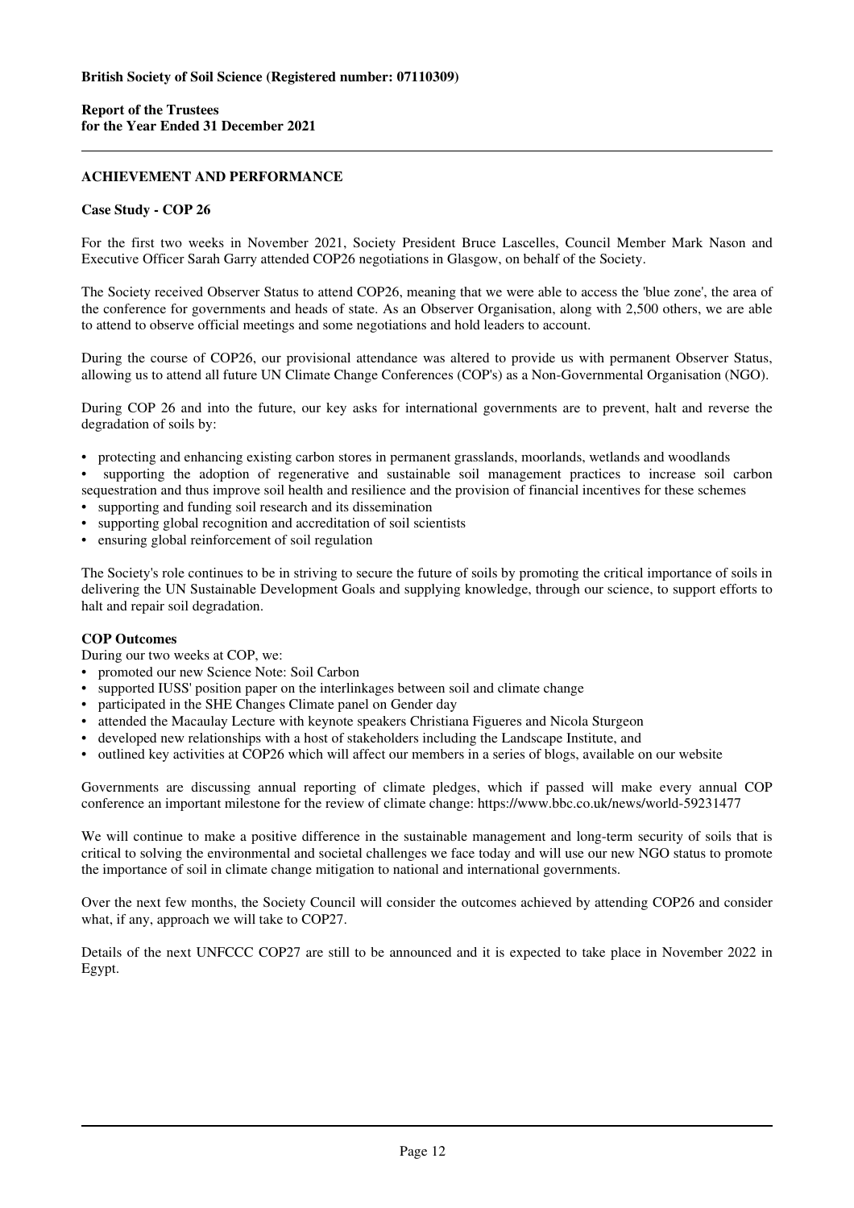## ACHIEVEMENT AND PERFORMANCE

### Case Study - COP 26

For the first two weeks in November 2021, Society President Bruce Lascelles, Council Member Mark Nason and Executive Officer Sarah Garry attended COP26 negotiations in Glasgow, on behalf of the Society.

The Society received Observer Status to attend COP26, meaning that we were able to access the 'blue zone', the area of the conference for governments and heads of state. As an Observer Organisation, along with 2,500 others, we are able to attend to observe official meetings and some negotiations and hold leaders to account.

During the course of COP26, our provisional attendance was altered to provide us with permanent Observer Status, allowing us to attend all future UN Climate Change Conferences (COP's) as a Non-Governmental Organisation (NGO).

During COP 26 and into the future, our key asks for international governments are to prevent, halt and reverse the degradation of soils by:

- protecting and enhancing existing carbon stores in permanent grasslands, moorlands, wetlands and woodlands
- supporting the adoption of regenerative and sustainable soil management practices to increase soil carbon sequestration and thus improve soil health and resilience and the provision of financial incentives for these schemes
- supporting and funding soil research and its dissemination
- supporting global recognition and accreditation of soil scientists
- ensuring global reinforcement of soil regulation

The Society's role continues to be in striving to secure the future of soils by promoting the critical importance of soils in delivering the UN Sustainable Development Goals and supplying knowledge, through our science, to support efforts to halt and repair soil degradation.

### COP Outcomes

During our two weeks at COP, we:

- promoted our new Science Note: Soil Carbon
- supported IUSS' position paper on the interlinkages between soil and climate change
- participated in the SHE Changes Climate panel on Gender day
- attended the Macaulay Lecture with keynote speakers Christiana Figueres and Nicola Sturgeon
- developed new relationships with a host of stakeholders including the Landscape Institute, and
- outlined key activities at COP26 which will affect our members in a series of blogs, available on our website

Governments are discussing annual reporting of climate pledges, which if passed will make every annual COP conference an important milestone for the review of climate change: https://www.bbc.co.uk/news/world-59231477

We will continue to make a positive difference in the sustainable management and long-term security of soils that is critical to solving the environmental and societal challenges we face today and will use our new NGO status to promote the importance of soil in climate change mitigation to national and international governments.

Over the next few months, the Society Council will consider the outcomes achieved by attending COP26 and consider what, if any, approach we will take to COP27.

Details of the next UNFCCC COP27 are still to be announced and it is expected to take place in November 2022 in Egypt.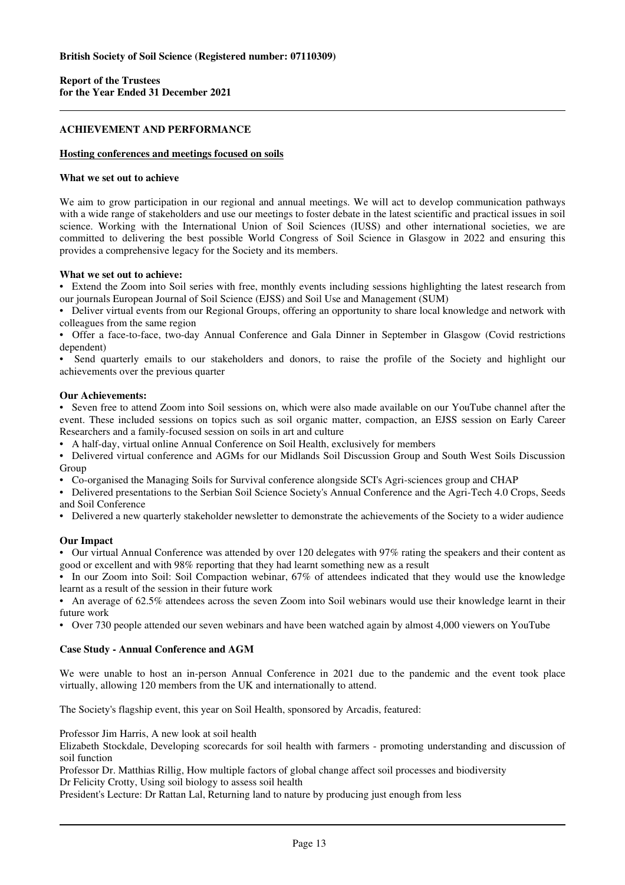## ACHIEVEMENT AND PERFORMANCE

### Hosting conferences and meetings focused on soils

**What we set out to achieve**

We aim to grow participation in our regional and annual meetings. We will act to develop communication pathways with a wide range of stakeholders and use our meetings to foster debate in the latest scientific and practical issues in soil science. Working with the International Union of Soil Sciences (IUSS) and other international societies, we are committed to delivering the best possible World Congress of Soil Science in Glasgow in 2022 and ensuring this provides a comprehensive legacy for the Society and its members.

**What we set out to achieve:**

- Extend the Zoom into Soil series with free, monthly events including sessions highlighting the latest research from our journals European Journal of Soil Science (EJSS) and Soil Use and Management (SUM)
- Deliver virtual events from our Regional Groups, offering an opportunity to share local knowledge and network with colleagues from the same region
- Offer a face-to-face, two-day Annual Conference and Gala Dinner in September in Glasgow (Covid restrictions dependent)
- Send quarterly emails to our stakeholders and donors, to raise the profile of the Society and highlight our achievements over the previous quarter

**Our Achievements:**

- Seven free to attend Zoom into Soil sessions on, which were also made available on our YouTube channel after the event. These included sessions on topics such as soil organic matter, compaction, an EJSS session on Early Career Researchers and a family-focused session on soils in art and culture
- A half-day, virtual online Annual Conference on Soil Health, exclusively for members
- Delivered virtual conference and AGMs for our Midlands Soil Discussion Group and South West Soils Discussion Group
- Co-organised the Managing Soils for Survival conference alongside SCI's Agri-sciences group and CHAP
- Delivered presentations to the Serbian Soil Science Society's Annual Conference and the Agri-Tech 4.0 Crops, Seeds and Soil Conference
- Delivered a new quarterly stakeholder newsletter to demonstrate the achievements of the Society to a wider audience

**Our Impact**

- Our virtual Annual Conference was attended by over 120 delegates with 97% rating the speakers and their content as good or excellent and with 98% reporting that they had learnt something new as a result
- In our Zoom into Soil: Soil Compaction webinar, 67% of attendees indicated that they would use the knowledge learnt as a result of the session in their future work
- An average of 62.5% attendees across the seven Zoom into Soil webinars would use their knowledge learnt in their future work
- Over 730 people attended our seven webinars and have been watched again by almost 4,000 viewers on YouTube

**Case Study - Annual Conference and AGM**

We were unable to host an in-person Annual Conference in 2021 due to the pandemic and the event took place virtually, allowing 120 members from the UK and internationally to attend.

The Society's flagship event, this year on Soil Health, sponsored by Arcadis, featured:

Professor Jim Harris, A new look at soil health
Elizabeth Stockdale, Developing scorecards for soil health with farmers - promoting understanding and discussion of soil function
Professor Dr. Matthias Rillig, How multiple factors of global change affect soil processes and biodiversity
Dr Felicity Crotty, Using soil biology to assess soil health
President's Lecture: Dr Rattan Lal, Returning land to nature by producing just enough from less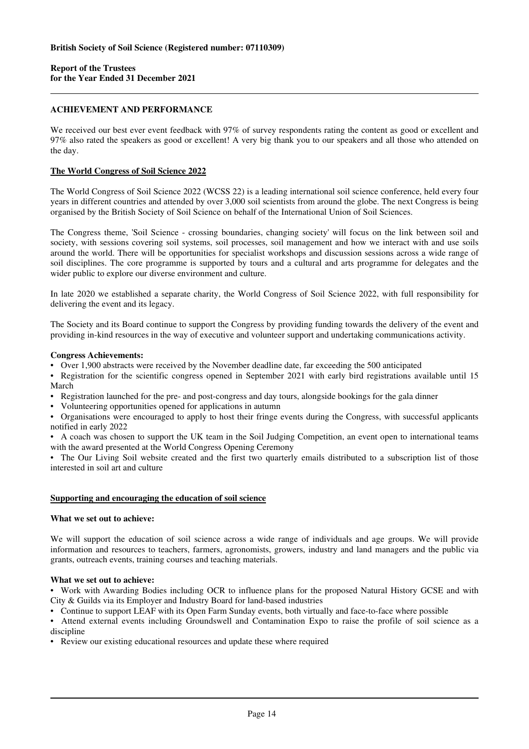## ACHIEVEMENT AND PERFORMANCE

We received our best ever event feedback with 97% of survey respondents rating the content as good or excellent and 97% also rated the speakers as good or excellent! A very big thank you to our speakers and all those who attended on the day.

### The World Congress of Soil Science 2022

The World Congress of Soil Science 2022 (WCSS 22) is a leading international soil science conference, held every four years in different countries and attended by over 3,000 soil scientists from around the globe. The next Congress is being organised by the British Society of Soil Science on behalf of the International Union of Soil Sciences.

The Congress theme, 'Soil Science - crossing boundaries, changing society' will focus on the link between soil and society, with sessions covering soil systems, soil processes, soil management and how we interact with and use soils around the world. There will be opportunities for specialist workshops and discussion sessions across a wide range of soil disciplines. The core programme is supported by tours and a cultural and arts programme for delegates and the wider public to explore our diverse environment and culture.

In late 2020 we established a separate charity, the World Congress of Soil Science 2022, with full responsibility for delivering the event and its legacy.

The Society and its Board continue to support the Congress by providing funding towards the delivery of the event and providing in-kind resources in the way of executive and volunteer support and undertaking communications activity.

**Congress Achievements:**

- Over 1,900 abstracts were received by the November deadline date, far exceeding the 500 anticipated
- Registration for the scientific congress opened in September 2021 with early bird registrations available until 15 March
- Registration launched for the pre- and post-congress and day tours, alongside bookings for the gala dinner
- Volunteering opportunities opened for applications in autumn
- Organisations were encouraged to apply to host their fringe events during the Congress, with successful applicants notified in early 2022
- A coach was chosen to support the UK team in the Soil Judging Competition, an event open to international teams with the award presented at the World Congress Opening Ceremony
- The Our Living Soil website created and the first two quarterly emails distributed to a subscription list of those interested in soil art and culture

### Supporting and encouraging the education of soil science

**What we set out to achieve:**

We will support the education of soil science across a wide range of individuals and age groups. We will provide information and resources to teachers, farmers, agronomists, growers, industry and land managers and the public via grants, outreach events, training courses and teaching materials.

**What we set out to achieve:**

- Work with Awarding Bodies including OCR to influence plans for the proposed Natural History GCSE and with City & Guilds via its Employer and Industry Board for land-based industries
- Continue to support LEAF with its Open Farm Sunday events, both virtually and face-to-face where possible
- Attend external events including Groundswell and Contamination Expo to raise the profile of soil science as a discipline
- Review our existing educational resources and update these where required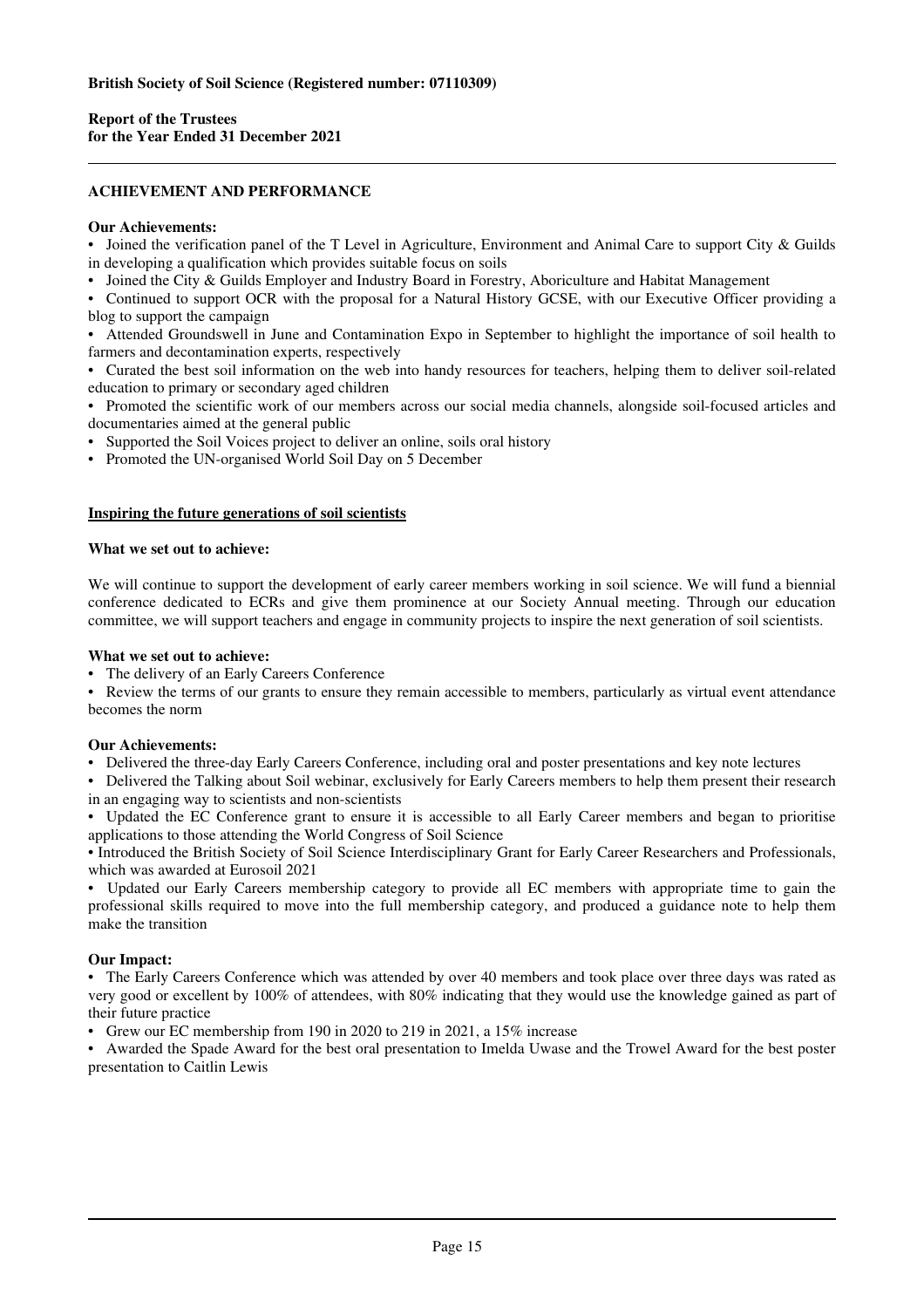## ACHIEVEMENT AND PERFORMANCE

**Our Achievements:**

- Joined the verification panel of the T Level in Agriculture, Environment and Animal Care to support City & Guilds in developing a qualification which provides suitable focus on soils
- Joined the City & Guilds Employer and Industry Board in Forestry, Aboriculture and Habitat Management
- Continued to support OCR with the proposal for a Natural History GCSE, with our Executive Officer providing a blog to support the campaign
- Attended Groundswell in June and Contamination Expo in September to highlight the importance of soil health to farmers and decontamination experts, respectively
- Curated the best soil information on the web into handy resources for teachers, helping them to deliver soil-related education to primary or secondary aged children
- Promoted the scientific work of our members across our social media channels, alongside soil-focused articles and documentaries aimed at the general public
- Supported the Soil Voices project to deliver an online, soils oral history
- Promoted the UN-organised World Soil Day on 5 December

### Inspiring the future generations of soil scientists

**What we set out to achieve:**

We will continue to support the development of early career members working in soil science. We will fund a biennial conference dedicated to ECRs and give them prominence at our Society Annual meeting. Through our education committee, we will support teachers and engage in community projects to inspire the next generation of soil scientists.

**What we set out to achieve:**

- The delivery of an Early Careers Conference
- Review the terms of our grants to ensure they remain accessible to members, particularly as virtual event attendance becomes the norm

**Our Achievements:**

- Delivered the three-day Early Careers Conference, including oral and poster presentations and key note lectures
- Delivered the Talking about Soil webinar, exclusively for Early Careers members to help them present their research in an engaging way to scientists and non-scientists
- Updated the EC Conference grant to ensure it is accessible to all Early Career members and began to prioritise applications to those attending the World Congress of Soil Science
- Introduced the British Society of Soil Science Interdisciplinary Grant for Early Career Researchers and Professionals, which was awarded at Eurosoil 2021
- Updated our Early Careers membership category to provide all EC members with appropriate time to gain the professional skills required to move into the full membership category, and produced a guidance note to help them make the transition

**Our Impact:**

- The Early Careers Conference which was attended by over 40 members and took place over three days was rated as very good or excellent by 100% of attendees, with 80% indicating that they would use the knowledge gained as part of their future practice
- Grew our EC membership from 190 in 2020 to 219 in 2021, a 15% increase
- Awarded the Spade Award for the best oral presentation to Imelda Uwase and the Trowel Award for the best poster presentation to Caitlin Lewis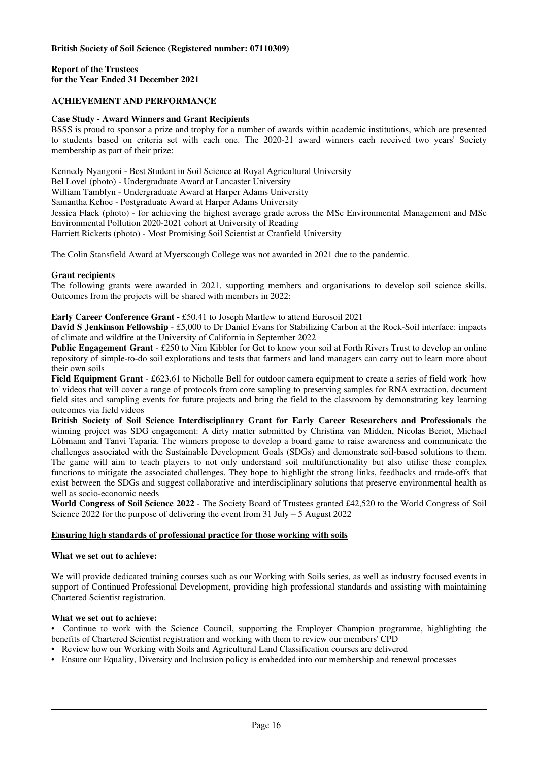**British Society of Soil Science (Registered number: 07110309)**

**Report of the Trustees**
**for the Year Ended 31 December 2021**

## ACHIEVEMENT AND PERFORMANCE

**Case Study - Award Winners and Grant Recipients**

BSSS is proud to sponsor a prize and trophy for a number of awards within academic institutions, which are presented to students based on criteria set with each one. The 2020-21 award winners each received two years' Society membership as part of their prize:

Kennedy Nyangoni - Best Student in Soil Science at Royal Agricultural University
Bel Lovel (photo) - Undergraduate Award at Lancaster University
William Tamblyn - Undergraduate Award at Harper Adams University
Samantha Kehoe - Postgraduate Award at Harper Adams University
Jessica Flack (photo) - for achieving the highest average grade across the MSc Environmental Management and MSc Environmental Pollution 2020-2021 cohort at University of Reading
Harriett Ricketts (photo) - Most Promising Soil Scientist at Cranfield University

The Colin Stansfield Award at Myerscough College was not awarded in 2021 due to the pandemic.

**Grant recipients**

The following grants were awarded in 2021, supporting members and organisations to develop soil science skills. Outcomes from the projects will be shared with members in 2022:

**Early Career Conference Grant -** £50.41 to Joseph Martlew to attend Eurosoil 2021

**David S Jenkinson Fellowship** - £5,000 to Dr Daniel Evans for Stabilizing Carbon at the Rock-Soil interface: impacts of climate and wildfire at the University of California in September 2022

**Public Engagement Grant** - £250 to Nim Kibbler for Get to know your soil at Forth Rivers Trust to develop an online repository of simple-to-do soil explorations and tests that farmers and land managers can carry out to learn more about their own soils

**Field Equipment Grant** - £623.61 to Nicholle Bell for outdoor camera equipment to create a series of field work 'how to' videos that will cover a range of protocols from core sampling to preserving samples for RNA extraction, document field sites and sampling events for future projects and bring the field to the classroom by demonstrating key learning outcomes via field videos

**British Society of Soil Science Interdisciplinary Grant for Early Career Researchers and Professionals** the winning project was SDG engagement: A dirty matter submitted by Christina van Midden, Nicolas Beriot, Michael Löbmann and Tanvi Taparia. The winners propose to develop a board game to raise awareness and communicate the challenges associated with the Sustainable Development Goals (SDGs) and demonstrate soil-based solutions to them. The game will aim to teach players to not only understand soil multifunctionality but also utilise these complex functions to mitigate the associated challenges. They hope to highlight the strong links, feedbacks and trade-offs that exist between the SDGs and suggest collaborative and interdisciplinary solutions that preserve environmental health as well as socio-economic needs

**World Congress of Soil Science 2022** - The Society Board of Trustees granted £42,520 to the World Congress of Soil Science 2022 for the purpose of delivering the event from 31 July – 5 August 2022

**Ensuring high standards of professional practice for those working with soils**

**What we set out to achieve:**

We will provide dedicated training courses such as our Working with Soils series, as well as industry focused events in support of Continued Professional Development, providing high professional standards and assisting with maintaining Chartered Scientist registration.

**What we set out to achieve:**

- Continue to work with the Science Council, supporting the Employer Champion programme, highlighting the benefits of Chartered Scientist registration and working with them to review our members' CPD
- Review how our Working with Soils and Agricultural Land Classification courses are delivered
- Ensure our Equality, Diversity and Inclusion policy is embedded into our membership and renewal processes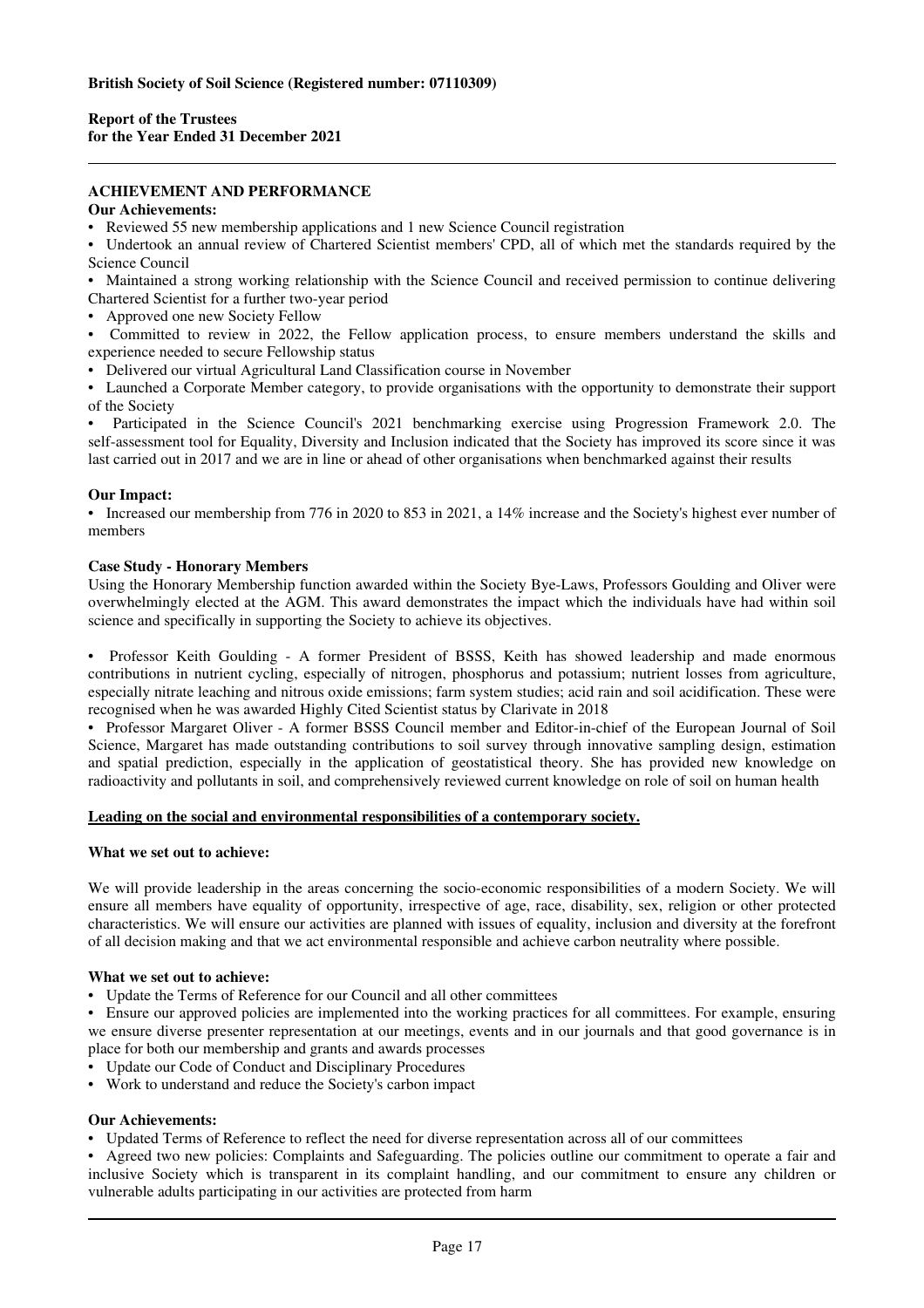**ACHIEVEMENT AND PERFORMANCE**

**Our Achievements:**

- Reviewed 55 new membership applications and 1 new Science Council registration
- Undertook an annual review of Chartered Scientist members' CPD, all of which met the standards required by the Science Council
- Maintained a strong working relationship with the Science Council and received permission to continue delivering Chartered Scientist for a further two-year period
- Approved one new Society Fellow
- Committed to review in 2022, the Fellow application process, to ensure members understand the skills and experience needed to secure Fellowship status
- Delivered our virtual Agricultural Land Classification course in November
- Launched a Corporate Member category, to provide organisations with the opportunity to demonstrate their support of the Society
- Participated in the Science Council's 2021 benchmarking exercise using Progression Framework 2.0. The self-assessment tool for Equality, Diversity and Inclusion indicated that the Society has improved its score since it was last carried out in 2017 and we are in line or ahead of other organisations when benchmarked against their results

**Our Impact:**

- Increased our membership from 776 in 2020 to 853 in 2021, a 14% increase and the Society's highest ever number of members

**Case Study - Honorary Members**

Using the Honorary Membership function awarded within the Society Bye-Laws, Professors Goulding and Oliver were overwhelmingly elected at the AGM. This award demonstrates the impact which the individuals have had within soil science and specifically in supporting the Society to achieve its objectives.

- Professor Keith Goulding - A former President of BSSS, Keith has showed leadership and made enormous contributions in nutrient cycling, especially of nitrogen, phosphorus and potassium; nutrient losses from agriculture, especially nitrate leaching and nitrous oxide emissions; farm system studies; acid rain and soil acidification. These were recognised when he was awarded Highly Cited Scientist status by Clarivate in 2018
- Professor Margaret Oliver - A former BSSS Council member and Editor-in-chief of the European Journal of Soil Science, Margaret has made outstanding contributions to soil survey through innovative sampling design, estimation and spatial prediction, especially in the application of geostatistical theory. She has provided new knowledge on radioactivity and pollutants in soil, and comprehensively reviewed current knowledge on role of soil on human health

**Leading on the social and environmental responsibilities of a contemporary society.**

**What we set out to achieve:**

We will provide leadership in the areas concerning the socio-economic responsibilities of a modern Society. We will ensure all members have equality of opportunity, irrespective of age, race, disability, sex, religion or other protected characteristics. We will ensure our activities are planned with issues of equality, inclusion and diversity at the forefront of all decision making and that we act environmental responsible and achieve carbon neutrality where possible.

**What we set out to achieve:**

- Update the Terms of Reference for our Council and all other committees
- Ensure our approved policies are implemented into the working practices for all committees. For example, ensuring we ensure diverse presenter representation at our meetings, events and in our journals and that good governance is in place for both our membership and grants and awards processes
- Update our Code of Conduct and Disciplinary Procedures
- Work to understand and reduce the Society's carbon impact

**Our Achievements:**

- Updated Terms of Reference to reflect the need for diverse representation across all of our committees
- Agreed two new policies: Complaints and Safeguarding. The policies outline our commitment to operate a fair and inclusive Society which is transparent in its complaint handling, and our commitment to ensure any children or vulnerable adults participating in our activities are protected from harm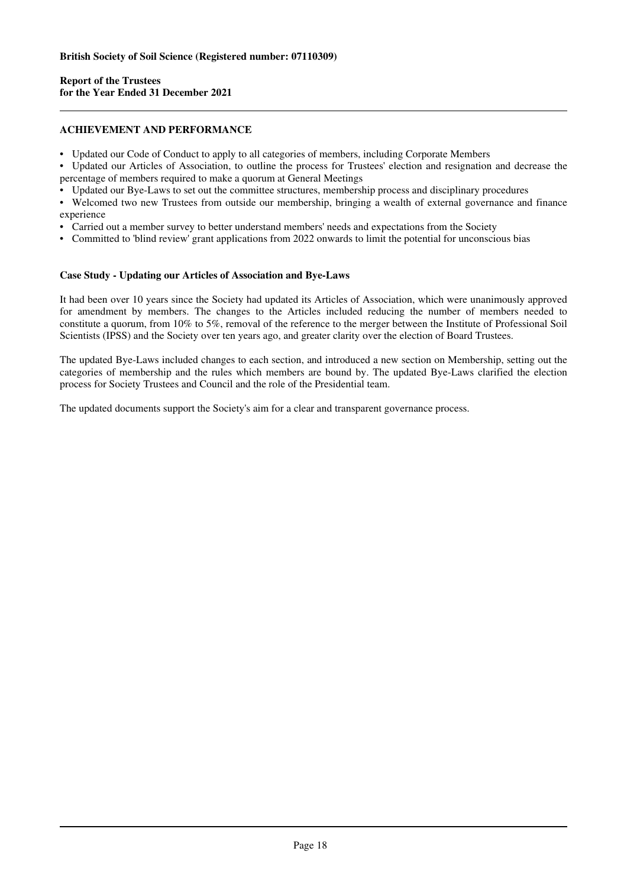## ACHIEVEMENT AND PERFORMANCE

- Updated our Code of Conduct to apply to all categories of members, including Corporate Members
- Updated our Articles of Association, to outline the process for Trustees' election and resignation and decrease the percentage of members required to make a quorum at General Meetings
- Updated our Bye-Laws to set out the committee structures, membership process and disciplinary procedures
- Welcomed two new Trustees from outside our membership, bringing a wealth of external governance and finance experience
- Carried out a member survey to better understand members' needs and expectations from the Society
- Committed to 'blind review' grant applications from 2022 onwards to limit the potential for unconscious bias

### Case Study - Updating our Articles of Association and Bye-Laws

It had been over 10 years since the Society had updated its Articles of Association, which were unanimously approved for amendment by members. The changes to the Articles included reducing the number of members needed to constitute a quorum, from 10% to 5%, removal of the reference to the merger between the Institute of Professional Soil Scientists (IPSS) and the Society over ten years ago, and greater clarity over the election of Board Trustees.

The updated Bye-Laws included changes to each section, and introduced a new section on Membership, setting out the categories of membership and the rules which members are bound by. The updated Bye-Laws clarified the election process for Society Trustees and Council and the role of the Presidential team.

The updated documents support the Society's aim for a clear and transparent governance process.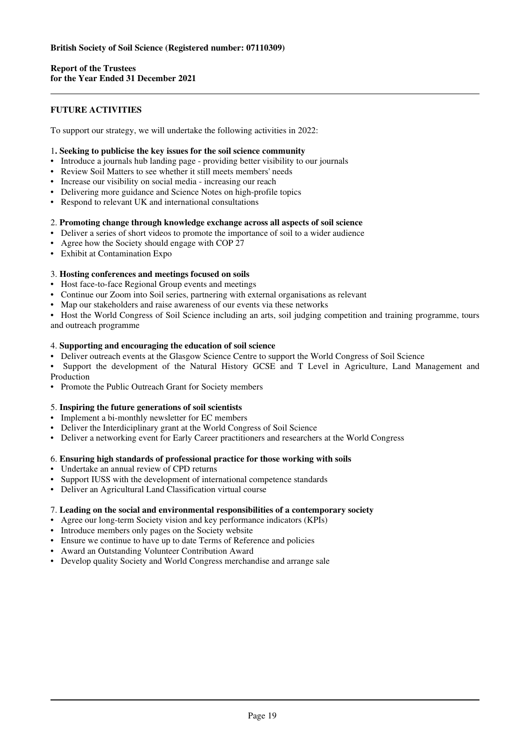## FUTURE ACTIVITIES

To support our strategy, we will undertake the following activities in 2022:

1**. Seeking to publicise the key issues for the soil science community**

- Introduce a journals hub landing page - providing better visibility to our journals
- Review Soil Matters to see whether it still meets members' needs
- Increase our visibility on social media - increasing our reach
- Delivering more guidance and Science Notes on high-profile topics
- Respond to relevant UK and international consultations

2. **Promoting change through knowledge exchange across all aspects of soil science**

- Deliver a series of short videos to promote the importance of soil to a wider audience
- Agree how the Society should engage with COP 27
- Exhibit at Contamination Expo

3. **Hosting conferences and meetings focused on soils**

- Host face-to-face Regional Group events and meetings
- Continue our Zoom into Soil series, partnering with external organisations as relevant
- Map our stakeholders and raise awareness of our events via these networks
- Host the World Congress of Soil Science including an arts, soil judging competition and training programme, tours and outreach programme

4. **Supporting and encouraging the education of soil science**

- Deliver outreach events at the Glasgow Science Centre to support the World Congress of Soil Science
- Support the development of the Natural History GCSE and T Level in Agriculture, Land Management and Production
- Promote the Public Outreach Grant for Society members

5. **Inspiring the future generations of soil scientists**

- Implement a bi-monthly newsletter for EC members
- Deliver the Interdiciplinary grant at the World Congress of Soil Science
- Deliver a networking event for Early Career practitioners and researchers at the World Congress

6. **Ensuring high standards of professional practice for those working with soils**

- Undertake an annual review of CPD returns
- Support IUSS with the development of international competence standards
- Deliver an Agricultural Land Classification virtual course

7. **Leading on the social and environmental responsibilities of a contemporary society**

- Agree our long-term Society vision and key performance indicators (KPIs)
- Introduce members only pages on the Society website
- Ensure we continue to have up to date Terms of Reference and policies
- Award an Outstanding Volunteer Contribution Award
- Develop quality Society and World Congress merchandise and arrange sale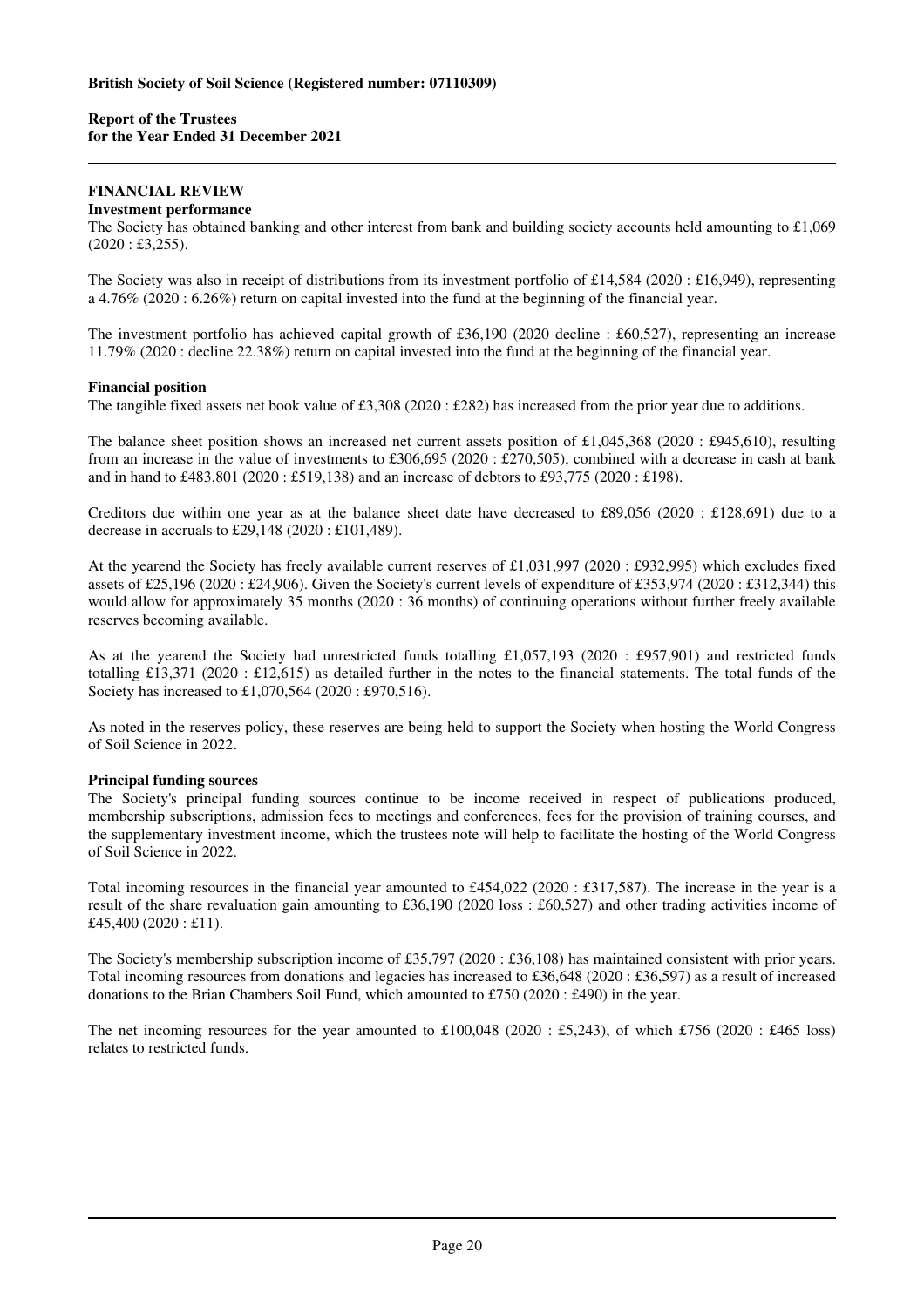## FINANCIAL REVIEW

### Investment performance

The Society has obtained banking and other interest from bank and building society accounts held amounting to £1,069 (2020 : £3,255).

The Society was also in receipt of distributions from its investment portfolio of £14,584 (2020 : £16,949), representing a 4.76% (2020 : 6.26%) return on capital invested into the fund at the beginning of the financial year.

The investment portfolio has achieved capital growth of £36,190 (2020 decline : £60,527), representing an increase 11.79% (2020 : decline 22.38%) return on capital invested into the fund at the beginning of the financial year.

### Financial position

The tangible fixed assets net book value of £3,308 (2020 : £282) has increased from the prior year due to additions.

The balance sheet position shows an increased net current assets position of £1,045,368 (2020 : £945,610), resulting from an increase in the value of investments to £306,695 (2020 : £270,505), combined with a decrease in cash at bank and in hand to £483,801 (2020 : £519,138) and an increase of debtors to £93,775 (2020 : £198).

Creditors due within one year as at the balance sheet date have decreased to £89,056 (2020 : £128,691) due to a decrease in accruals to £29,148 (2020 : £101,489).

At the yearend the Society has freely available current reserves of £1,031,997 (2020 : £932,995) which excludes fixed assets of £25,196 (2020 : £24,906). Given the Society's current levels of expenditure of £353,974 (2020 : £312,344) this would allow for approximately 35 months (2020 : 36 months) of continuing operations without further freely available reserves becoming available.

As at the yearend the Society had unrestricted funds totalling £1,057,193 (2020 : £957,901) and restricted funds totalling £13,371 (2020 : £12,615) as detailed further in the notes to the financial statements. The total funds of the Society has increased to £1,070,564 (2020 : £970,516).

As noted in the reserves policy, these reserves are being held to support the Society when hosting the World Congress of Soil Science in 2022.

### Principal funding sources

The Society's principal funding sources continue to be income received in respect of publications produced, membership subscriptions, admission fees to meetings and conferences, fees for the provision of training courses, and the supplementary investment income, which the trustees note will help to facilitate the hosting of the World Congress of Soil Science in 2022.

Total incoming resources in the financial year amounted to £454,022 (2020 : £317,587). The increase in the year is a result of the share revaluation gain amounting to £36,190 (2020 loss : £60,527) and other trading activities income of £45,400 (2020 : £11).

The Society's membership subscription income of £35,797 (2020 : £36,108) has maintained consistent with prior years. Total incoming resources from donations and legacies has increased to £36,648 (2020 : £36,597) as a result of increased donations to the Brian Chambers Soil Fund, which amounted to £750 (2020 : £490) in the year.

The net incoming resources for the year amounted to £100,048 (2020 : £5,243), of which £756 (2020 : £465 loss) relates to restricted funds.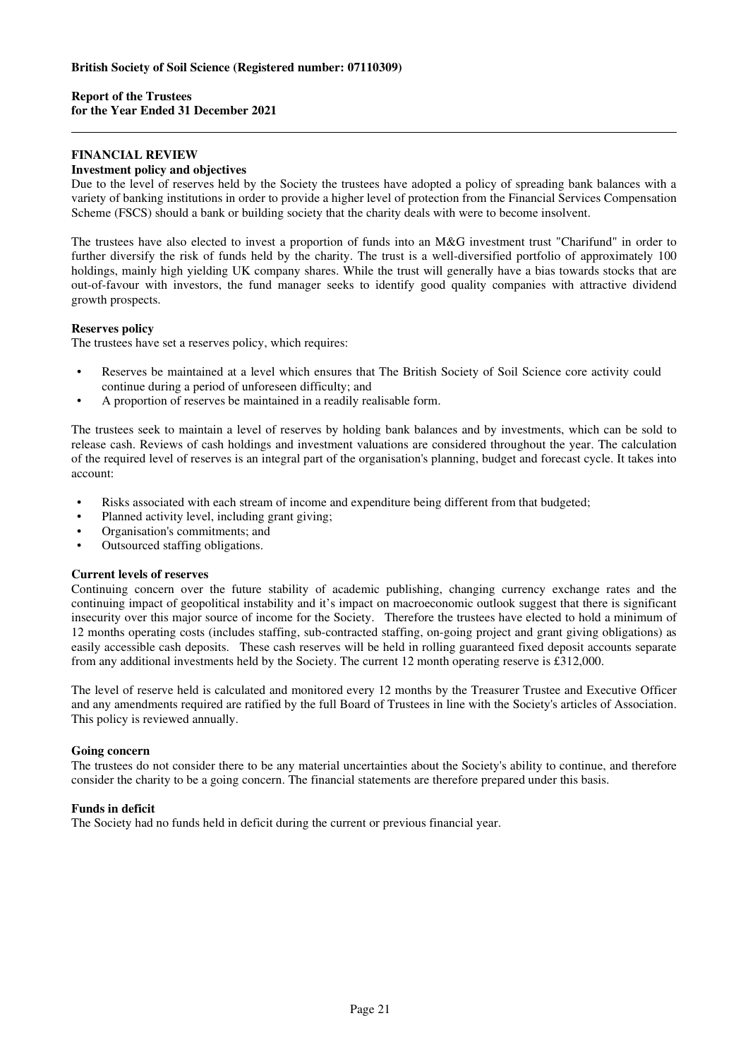## FINANCIAL REVIEW

### Investment policy and objectives

Due to the level of reserves held by the Society the trustees have adopted a policy of spreading bank balances with a variety of banking institutions in order to provide a higher level of protection from the Financial Services Compensation Scheme (FSCS) should a bank or building society that the charity deals with were to become insolvent.

The trustees have also elected to invest a proportion of funds into an M&G investment trust "Charifund" in order to further diversify the risk of funds held by the charity. The trust is a well-diversified portfolio of approximately 100 holdings, mainly high yielding UK company shares. While the trust will generally have a bias towards stocks that are out-of-favour with investors, the fund manager seeks to identify good quality companies with attractive dividend growth prospects.

### Reserves policy

The trustees have set a reserves policy, which requires:

- Reserves be maintained at a level which ensures that The British Society of Soil Science core activity could continue during a period of unforeseen difficulty; and
- A proportion of reserves be maintained in a readily realisable form.

The trustees seek to maintain a level of reserves by holding bank balances and by investments, which can be sold to release cash. Reviews of cash holdings and investment valuations are considered throughout the year. The calculation of the required level of reserves is an integral part of the organisation's planning, budget and forecast cycle. It takes into account:

- Risks associated with each stream of income and expenditure being different from that budgeted;
- Planned activity level, including grant giving;
- Organisation's commitments; and
- Outsourced staffing obligations.

### Current levels of reserves

Continuing concern over the future stability of academic publishing, changing currency exchange rates and the continuing impact of geopolitical instability and it's impact on macroeconomic outlook suggest that there is significant insecurity over this major source of income for the Society. Therefore the trustees have elected to hold a minimum of 12 months operating costs (includes staffing, sub-contracted staffing, on-going project and grant giving obligations) as easily accessible cash deposits. These cash reserves will be held in rolling guaranteed fixed deposit accounts separate from any additional investments held by the Society. The current 12 month operating reserve is £312,000.

The level of reserve held is calculated and monitored every 12 months by the Treasurer Trustee and Executive Officer and any amendments required are ratified by the full Board of Trustees in line with the Society's articles of Association. This policy is reviewed annually.

### Going concern

The trustees do not consider there to be any material uncertainties about the Society's ability to continue, and therefore consider the charity to be a going concern. The financial statements are therefore prepared under this basis.

### Funds in deficit

The Society had no funds held in deficit during the current or previous financial year.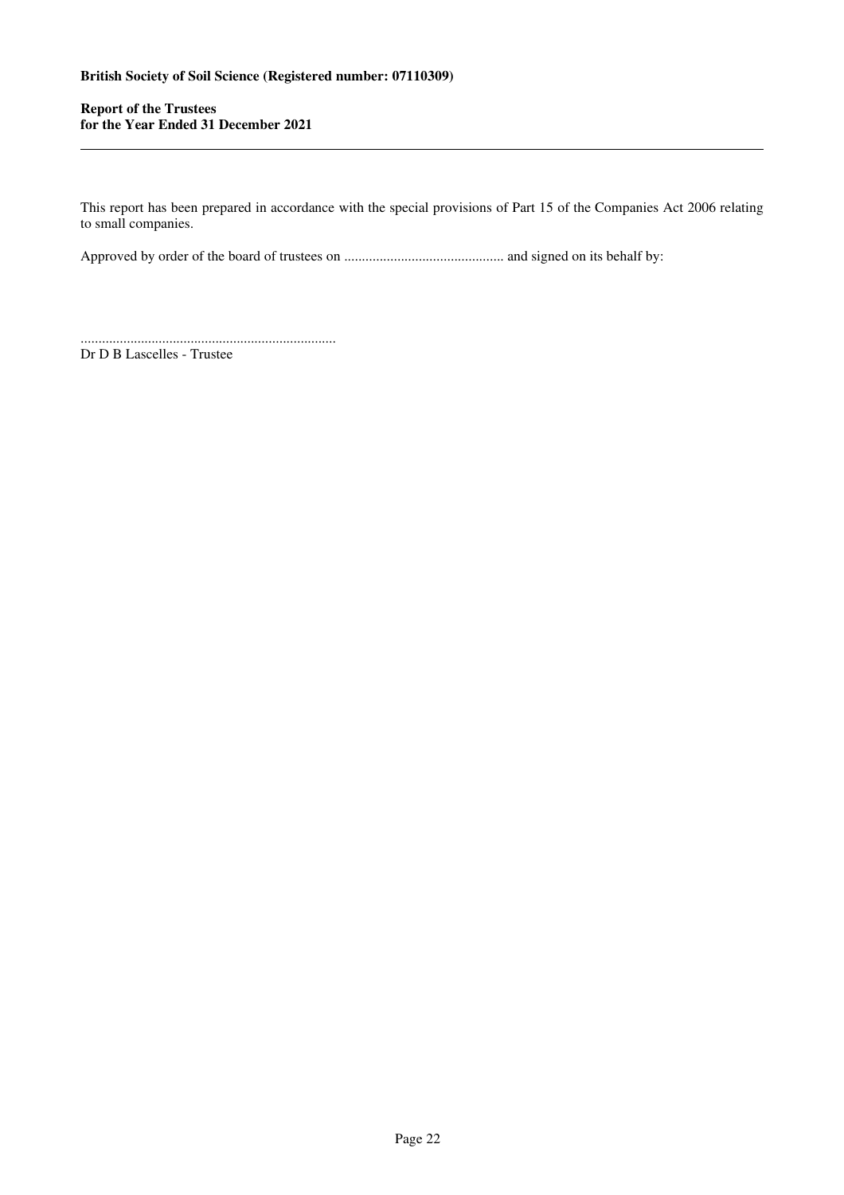**British Society of Soil Science (Registered number: 07110309)**

**Report of the Trustees**
**for the Year Ended 31 December 2021**

This report has been prepared in accordance with the special provisions of Part 15 of the Companies Act 2006 relating to small companies.

Approved by order of the board of trustees on ............................................. and signed on its behalf by:

........................................................................
Dr D B Lascelles - Trustee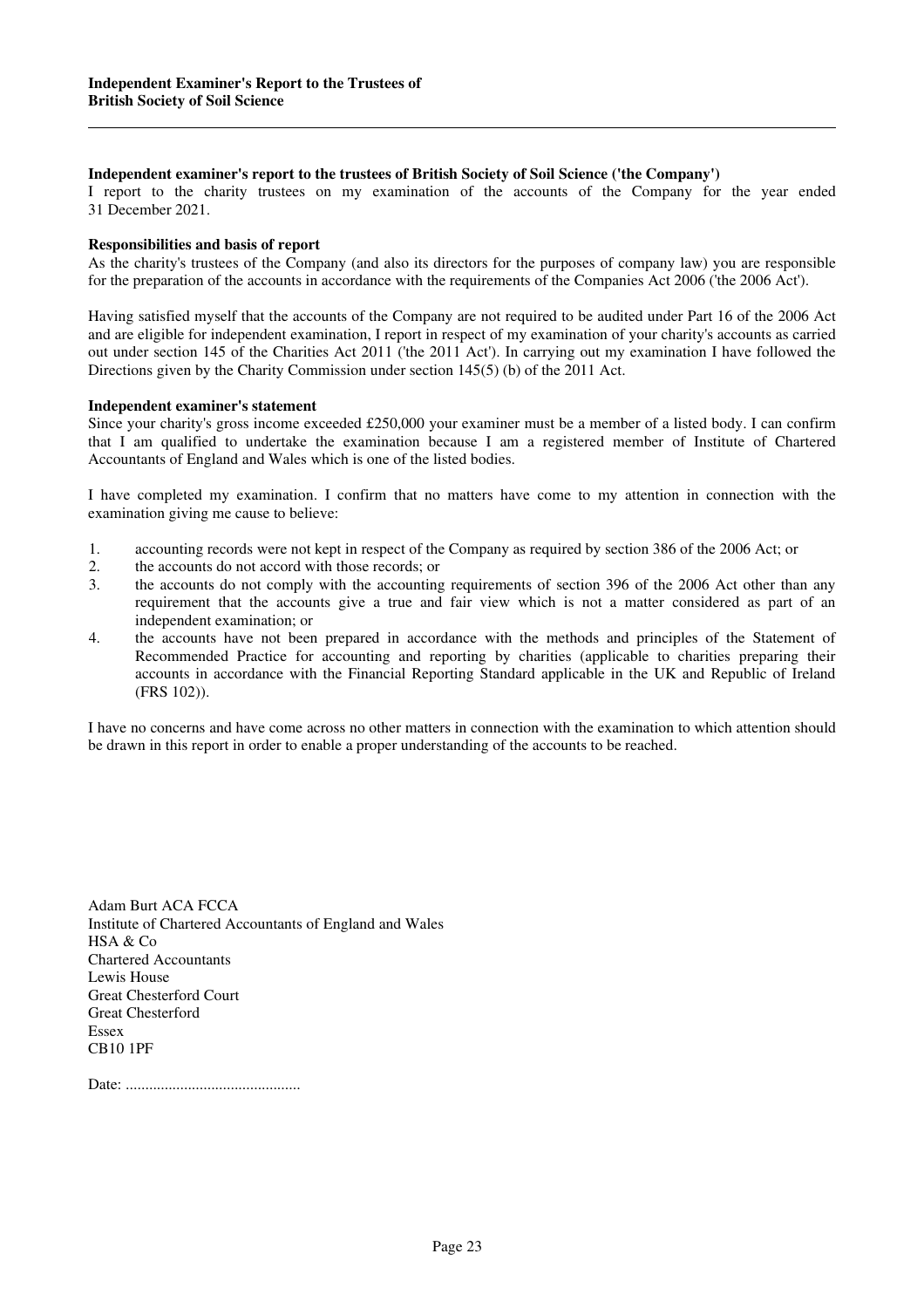## Independent examiner's report to the trustees of British Society of Soil Science ('the Company')

I report to the charity trustees on my examination of the accounts of the Company for the year ended 31 December 2021.

### Responsibilities and basis of report

As the charity's trustees of the Company (and also its directors for the purposes of company law) you are responsible for the preparation of the accounts in accordance with the requirements of the Companies Act 2006 ('the 2006 Act').

Having satisfied myself that the accounts of the Company are not required to be audited under Part 16 of the 2006 Act and are eligible for independent examination, I report in respect of my examination of your charity's accounts as carried out under section 145 of the Charities Act 2011 ('the 2011 Act'). In carrying out my examination I have followed the Directions given by the Charity Commission under section 145(5) (b) of the 2011 Act.

### Independent examiner's statement

Since your charity's gross income exceeded £250,000 your examiner must be a member of a listed body. I can confirm that I am qualified to undertake the examination because I am a registered member of Institute of Chartered Accountants of England and Wales which is one of the listed bodies.

I have completed my examination. I confirm that no matters have come to my attention in connection with the examination giving me cause to believe:

1. accounting records were not kept in respect of the Company as required by section 386 of the 2006 Act; or
2. the accounts do not accord with those records; or
3. the accounts do not comply with the accounting requirements of section 396 of the 2006 Act other than any requirement that the accounts give a true and fair view which is not a matter considered as part of an independent examination; or
4. the accounts have not been prepared in accordance with the methods and principles of the Statement of Recommended Practice for accounting and reporting by charities (applicable to charities preparing their accounts in accordance with the Financial Reporting Standard applicable in the UK and Republic of Ireland (FRS 102)).

I have no concerns and have come across no other matters in connection with the examination to which attention should be drawn in this report in order to enable a proper understanding of the accounts to be reached.

Adam Burt ACA FCCA  
Institute of Chartered Accountants of England and Wales  
HSA & Co  
Chartered Accountants  
Lewis House  
Great Chesterford Court  
Great Chesterford  
Essex  
CB10 1PF

Date: .............................................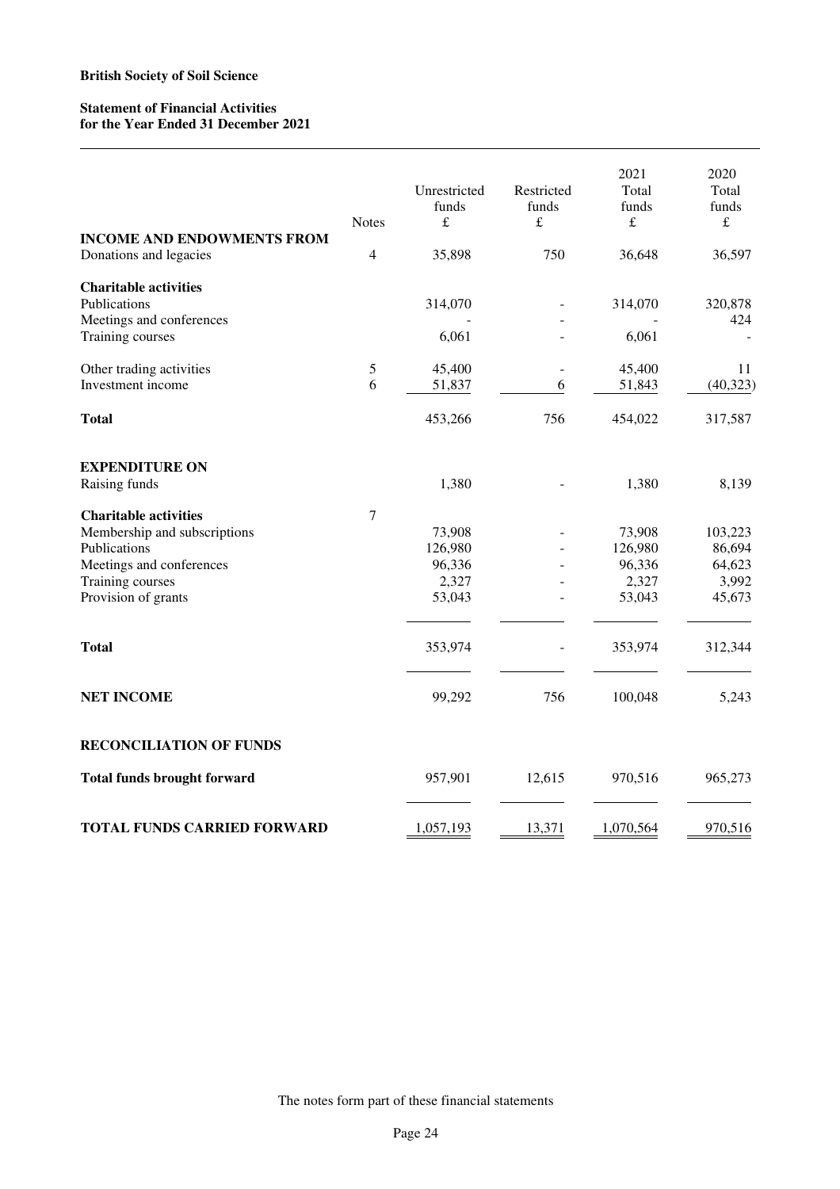**British Society of Soil Science**

**Statement of Financial Activities**
**for the Year Ended 31 December 2021**

| | Notes | Unrestricted funds £ | Restricted funds £ | 2021 Total funds £ | 2020 Total funds £ |
|---|---|---|---|---|---|
| **INCOME AND ENDOWMENTS FROM** | | | | | |
| Donations and legacies | 4 | 35,898 | 750 | 36,648 | 36,597 |
| **Charitable activities** | | | | | |
| Publications | | 314,070 | - | 314,070 | 320,878 |
| Meetings and conferences | | - | - | - | 424 |
| Training courses | | 6,061 | - | 6,061 | - |
| Other trading activities | 5 | 45,400 | - | 45,400 | 11 |
| Investment income | 6 | 51,837 | 6 | 51,843 | (40,323) |
| **Total** | | 453,266 | 756 | 454,022 | 317,587 |
| **EXPENDITURE ON** | | | | | |
| Raising funds | | 1,380 | - | 1,380 | 8,139 |
| **Charitable activities** | 7 | | | | |
| Membership and subscriptions | | 73,908 | - | 73,908 | 103,223 |
| Publications | | 126,980 | - | 126,980 | 86,694 |
| Meetings and conferences | | 96,336 | - | 96,336 | 64,623 |
| Training courses | | 2,327 | - | 2,327 | 3,992 |
| Provision of grants | | 53,043 | - | 53,043 | 45,673 |
| **Total** | | 353,974 | - | 353,974 | 312,344 |
| **NET INCOME** | | 99,292 | 756 | 100,048 | 5,243 |
| **RECONCILIATION OF FUNDS** | | | | | |
| **Total funds brought forward** | | 957,901 | 12,615 | 970,516 | 965,273 |
| **TOTAL FUNDS CARRIED FORWARD** | | 1,057,193 | 13,371 | 1,070,564 | 970,516 |

The notes form part of these financial statements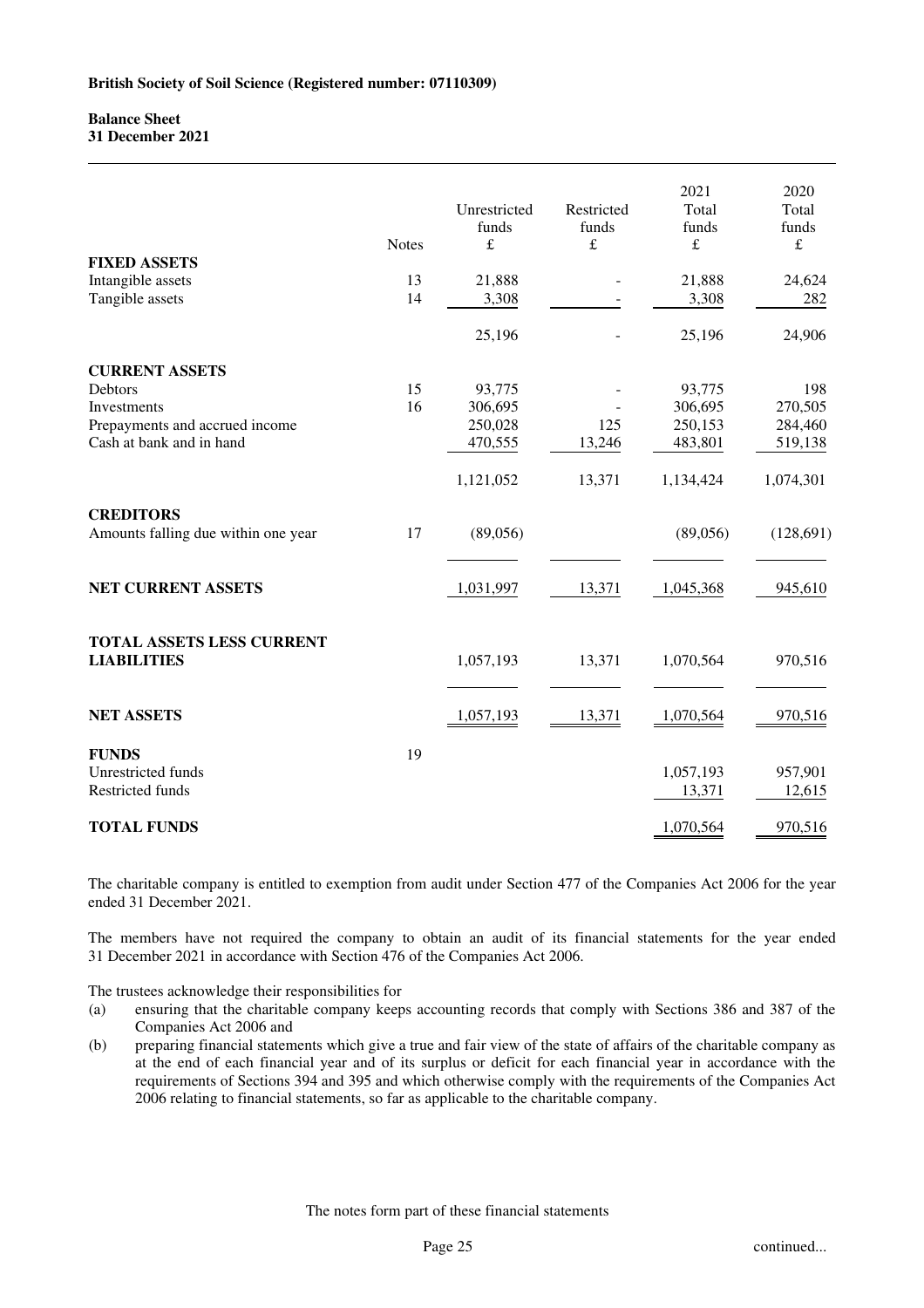**British Society of Soil Science (Registered number: 07110309)**

**Balance Sheet**
**31 December 2021**

| | Notes | Unrestricted funds £ | Restricted funds £ | 2021 Total funds £ | 2020 Total funds £ |
|---|---|---|---|---|---|
| **FIXED ASSETS** | | | | | |
| Intangible assets | 13 | 21,888 | - | 21,888 | 24,624 |
| Tangible assets | 14 | 3,308 | - | 3,308 | 282 |
| | | 25,196 | - | 25,196 | 24,906 |
| **CURRENT ASSETS** | | | | | |
| Debtors | 15 | 93,775 | - | 93,775 | 198 |
| Investments | 16 | 306,695 | - | 306,695 | 270,505 |
| Prepayments and accrued income | | 250,028 | 125 | 250,153 | 284,460 |
| Cash at bank and in hand | | 470,555 | 13,246 | 483,801 | 519,138 |
| | | 1,121,052 | 13,371 | 1,134,424 | 1,074,301 |
| **CREDITORS** | | | | | |
| Amounts falling due within one year | 17 | (89,056) | | (89,056) | (128,691) |
| **NET CURRENT ASSETS** | | 1,031,997 | 13,371 | 1,045,368 | 945,610 |
| **TOTAL ASSETS LESS CURRENT LIABILITIES** | | 1,057,193 | 13,371 | 1,070,564 | 970,516 |
| **NET ASSETS** | | 1,057,193 | 13,371 | 1,070,564 | 970,516 |
| **FUNDS** | 19 | | | | |
| Unrestricted funds | | | | 1,057,193 | 957,901 |
| Restricted funds | | | | 13,371 | 12,615 |
| **TOTAL FUNDS** | | | | 1,070,564 | 970,516 |

The charitable company is entitled to exemption from audit under Section 477 of the Companies Act 2006 for the year ended 31 December 2021.

The members have not required the company to obtain an audit of its financial statements for the year ended 31 December 2021 in accordance with Section 476 of the Companies Act 2006.

The trustees acknowledge their responsibilities for

(a) ensuring that the charitable company keeps accounting records that comply with Sections 386 and 387 of the Companies Act 2006 and

(b) preparing financial statements which give a true and fair view of the state of affairs of the charitable company as at the end of each financial year and of its surplus or deficit for each financial year in accordance with the requirements of Sections 394 and 395 and which otherwise comply with the requirements of the Companies Act 2006 relating to financial statements, so far as applicable to the charitable company.

The notes form part of these financial statements

continued...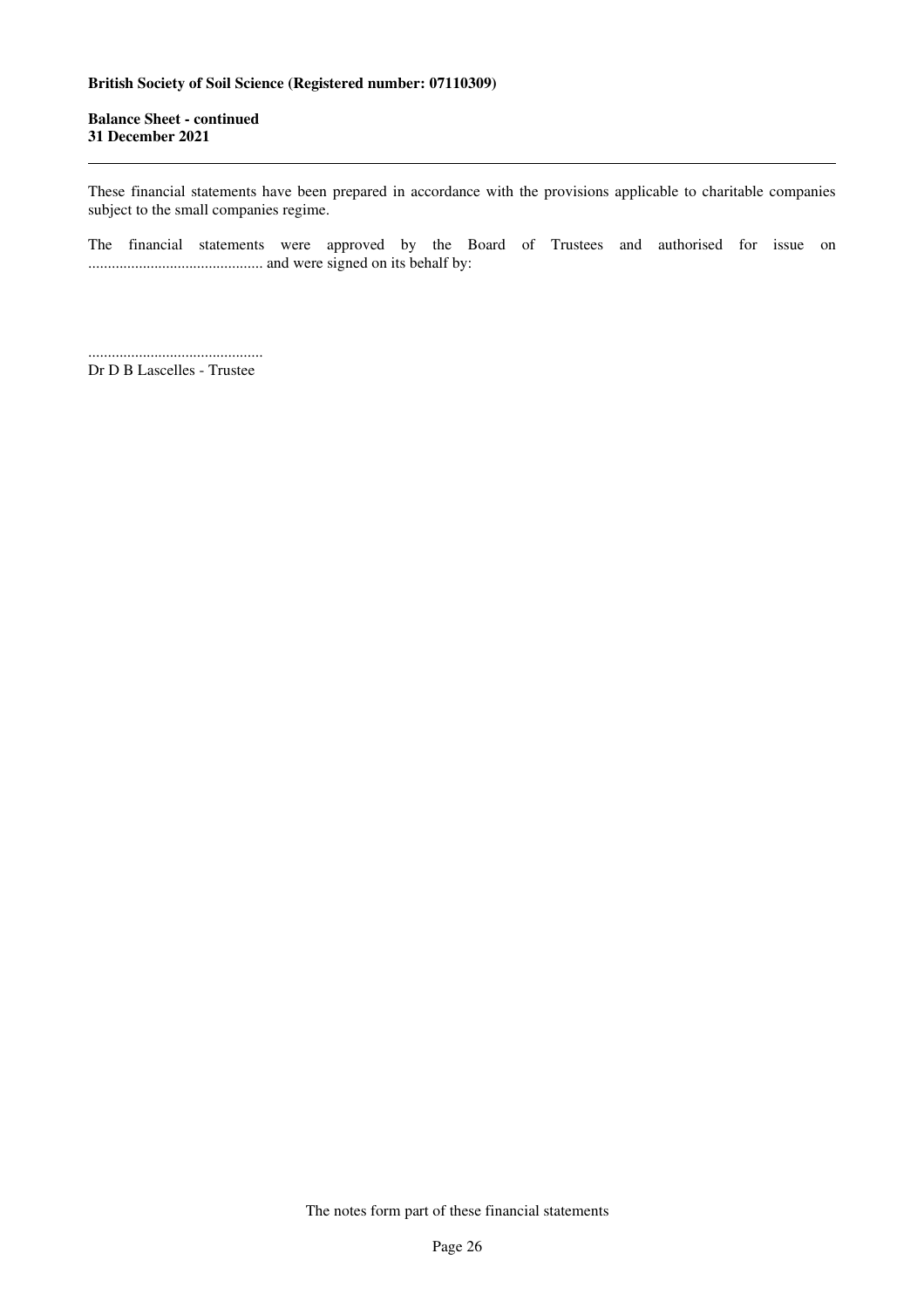**British Society of Soil Science (Registered number: 07110309)**

**Balance Sheet - continued**
**31 December 2021**

---

These financial statements have been prepared in accordance with the provisions applicable to charitable companies subject to the small companies regime.

The financial statements were approved by the Board of Trustees and authorised for issue on ............................................. and were signed on its behalf by:

.............................................
Dr D B Lascelles - Trustee

The notes form part of these financial statements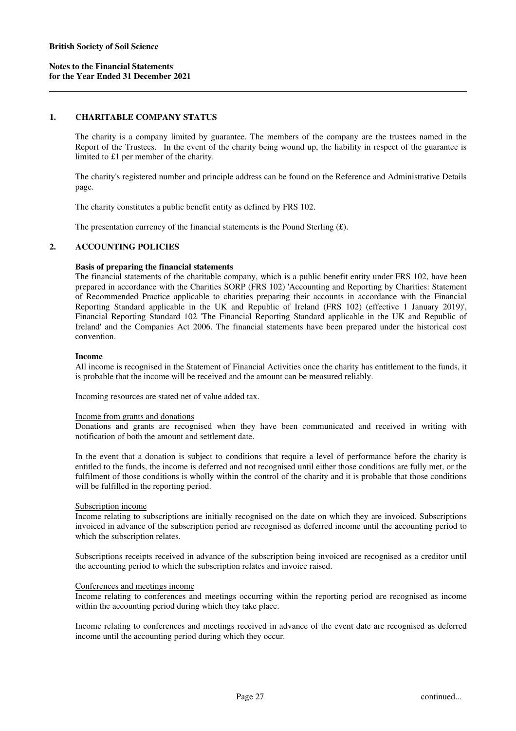**British Society of Soil Science**

**Notes to the Financial Statements**
**for the Year Ended 31 December 2021**

## 1. CHARITABLE COMPANY STATUS

The charity is a company limited by guarantee. The members of the company are the trustees named in the Report of the Trustees. In the event of the charity being wound up, the liability in respect of the guarantee is limited to £1 per member of the charity.

The charity's registered number and principle address can be found on the Reference and Administrative Details page.

The charity constitutes a public benefit entity as defined by FRS 102.

The presentation currency of the financial statements is the Pound Sterling (£).

## 2. ACCOUNTING POLICIES

**Basis of preparing the financial statements**

The financial statements of the charitable company, which is a public benefit entity under FRS 102, have been prepared in accordance with the Charities SORP (FRS 102) 'Accounting and Reporting by Charities: Statement of Recommended Practice applicable to charities preparing their accounts in accordance with the Financial Reporting Standard applicable in the UK and Republic of Ireland (FRS 102) (effective 1 January 2019)', Financial Reporting Standard 102 'The Financial Reporting Standard applicable in the UK and Republic of Ireland' and the Companies Act 2006. The financial statements have been prepared under the historical cost convention.

**Income**

All income is recognised in the Statement of Financial Activities once the charity has entitlement to the funds, it is probable that the income will be received and the amount can be measured reliably.

Incoming resources are stated net of value added tax.

Income from grants and donations

Donations and grants are recognised when they have been communicated and received in writing with notification of both the amount and settlement date.

In the event that a donation is subject to conditions that require a level of performance before the charity is entitled to the funds, the income is deferred and not recognised until either those conditions are fully met, or the fulfilment of those conditions is wholly within the control of the charity and it is probable that those conditions will be fulfilled in the reporting period.

Subscription income

Income relating to subscriptions are initially recognised on the date on which they are invoiced. Subscriptions invoiced in advance of the subscription period are recognised as deferred income until the accounting period to which the subscription relates.

Subscriptions receipts received in advance of the subscription being invoiced are recognised as a creditor until the accounting period to which the subscription relates and invoice raised.

Conferences and meetings income

Income relating to conferences and meetings occurring within the reporting period are recognised as income within the accounting period during which they take place.

Income relating to conferences and meetings received in advance of the event date are recognised as deferred income until the accounting period during which they occur.

continued...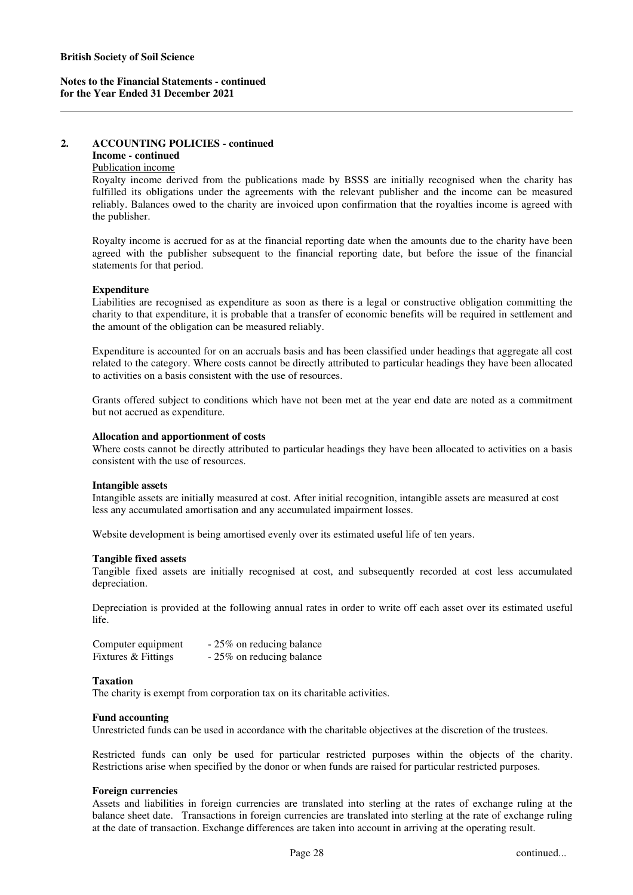## 2. ACCOUNTING POLICIES - continued

**Income - continued**

Publication income

Royalty income derived from the publications made by BSSS are initially recognised when the charity has fulfilled its obligations under the agreements with the relevant publisher and the income can be measured reliably. Balances owed to the charity are invoiced upon confirmation that the royalties income is agreed with the publisher.

Royalty income is accrued for as at the financial reporting date when the amounts due to the charity have been agreed with the publisher subsequent to the financial reporting date, but before the issue of the financial statements for that period.

**Expenditure**

Liabilities are recognised as expenditure as soon as there is a legal or constructive obligation committing the charity to that expenditure, it is probable that a transfer of economic benefits will be required in settlement and the amount of the obligation can be measured reliably.

Expenditure is accounted for on an accruals basis and has been classified under headings that aggregate all cost related to the category. Where costs cannot be directly attributed to particular headings they have been allocated to activities on a basis consistent with the use of resources.

Grants offered subject to conditions which have not been met at the year end date are noted as a commitment but not accrued as expenditure.

**Allocation and apportionment of costs**

Where costs cannot be directly attributed to particular headings they have been allocated to activities on a basis consistent with the use of resources.

**Intangible assets**

Intangible assets are initially measured at cost. After initial recognition, intangible assets are measured at cost less any accumulated amortisation and any accumulated impairment losses.

Website development is being amortised evenly over its estimated useful life of ten years.

**Tangible fixed assets**

Tangible fixed assets are initially recognised at cost, and subsequently recorded at cost less accumulated depreciation.

Depreciation is provided at the following annual rates in order to write off each asset over its estimated useful life.

| | |
|---|---|
| Computer equipment | - 25% on reducing balance |
| Fixtures & Fittings | - 25% on reducing balance |

**Taxation**

The charity is exempt from corporation tax on its charitable activities.

**Fund accounting**

Unrestricted funds can be used in accordance with the charitable objectives at the discretion of the trustees.

Restricted funds can only be used for particular restricted purposes within the objects of the charity. Restrictions arise when specified by the donor or when funds are raised for particular restricted purposes.

**Foreign currencies**

Assets and liabilities in foreign currencies are translated into sterling at the rates of exchange ruling at the balance sheet date. Transactions in foreign currencies are translated into sterling at the rate of exchange ruling at the date of transaction. Exchange differences are taken into account in arriving at the operating result.

continued...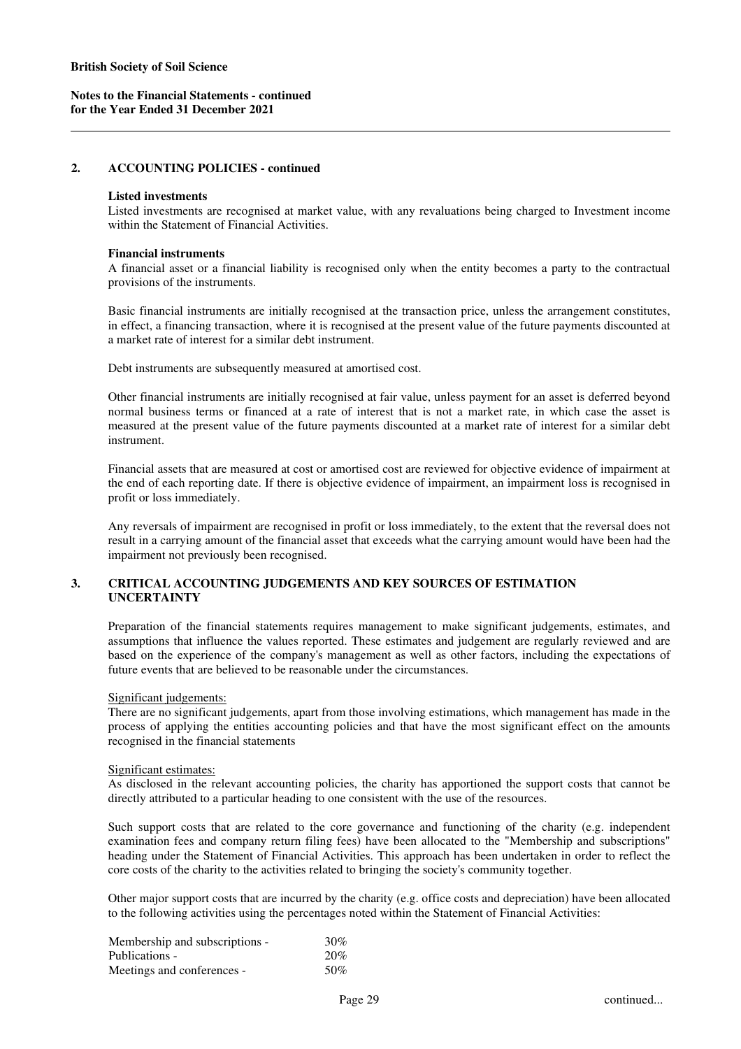**British Society of Soil Science**

**Notes to the Financial Statements - continued**
**for the Year Ended 31 December 2021**

## 2. ACCOUNTING POLICIES - continued

**Listed investments**

Listed investments are recognised at market value, with any revaluations being charged to Investment income within the Statement of Financial Activities.

**Financial instruments**

A financial asset or a financial liability is recognised only when the entity becomes a party to the contractual provisions of the instruments.

Basic financial instruments are initially recognised at the transaction price, unless the arrangement constitutes, in effect, a financing transaction, where it is recognised at the present value of the future payments discounted at a market rate of interest for a similar debt instrument.

Debt instruments are subsequently measured at amortised cost.

Other financial instruments are initially recognised at fair value, unless payment for an asset is deferred beyond normal business terms or financed at a rate of interest that is not a market rate, in which case the asset is measured at the present value of the future payments discounted at a market rate of interest for a similar debt instrument.

Financial assets that are measured at cost or amortised cost are reviewed for objective evidence of impairment at the end of each reporting date. If there is objective evidence of impairment, an impairment loss is recognised in profit or loss immediately.

Any reversals of impairment are recognised in profit or loss immediately, to the extent that the reversal does not result in a carrying amount of the financial asset that exceeds what the carrying amount would have been had the impairment not previously been recognised.

## 3. CRITICAL ACCOUNTING JUDGEMENTS AND KEY SOURCES OF ESTIMATION UNCERTAINTY

Preparation of the financial statements requires management to make significant judgements, estimates, and assumptions that influence the values reported. These estimates and judgement are regularly reviewed and are based on the experience of the company's management as well as other factors, including the expectations of future events that are believed to be reasonable under the circumstances.

Significant judgements:

There are no significant judgements, apart from those involving estimations, which management has made in the process of applying the entities accounting policies and that have the most significant effect on the amounts recognised in the financial statements

Significant estimates:

As disclosed in the relevant accounting policies, the charity has apportioned the support costs that cannot be directly attributed to a particular heading to one consistent with the use of the resources.

Such support costs that are related to the core governance and functioning of the charity (e.g. independent examination fees and company return filing fees) have been allocated to the "Membership and subscriptions" heading under the Statement of Financial Activities. This approach has been undertaken in order to reflect the core costs of the charity to the activities related to bringing the society's community together.

Other major support costs that are incurred by the charity (e.g. office costs and depreciation) have been allocated to the following activities using the percentages noted within the Statement of Financial Activities:

| | |
|---|---|
| Membership and subscriptions - | 30% |
| Publications - | 20% |
| Meetings and conferences - | 50% |

continued...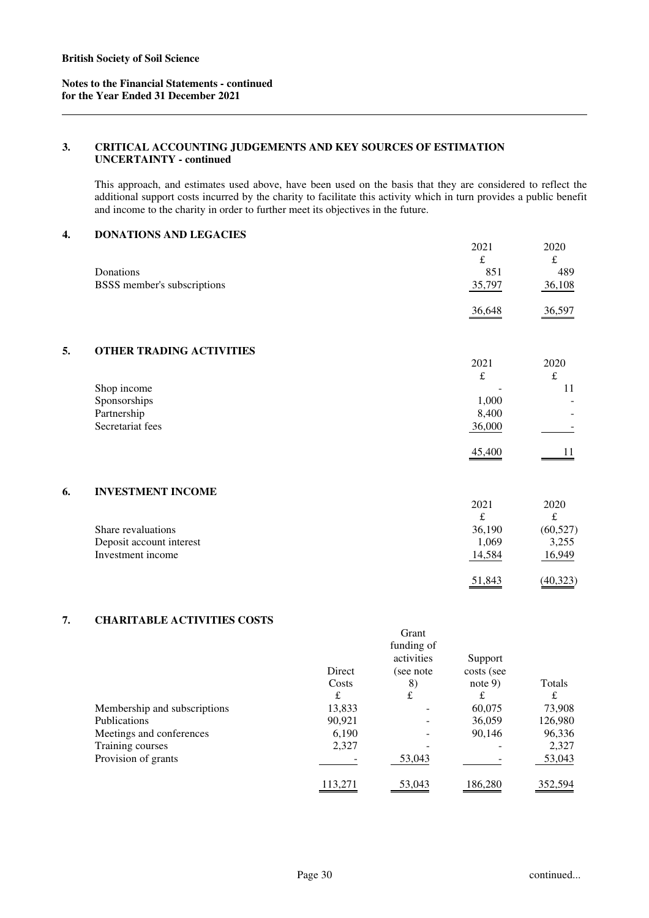**British Society of Soil Science**

**Notes to the Financial Statements - continued**
**for the Year Ended 31 December 2021**

### 3. CRITICAL ACCOUNTING JUDGEMENTS AND KEY SOURCES OF ESTIMATION UNCERTAINTY - continued

This approach, and estimates used above, have been used on the basis that they are considered to reflect the additional support costs incurred by the charity to facilitate this activity which in turn provides a public benefit and income to the charity in order to further meet its objectives in the future.

### 4. DONATIONS AND LEGACIES

| | 2021 | 2020 |
|---|---|---|
| | £ | £ |
| Donations | 851 | 489 |
| BSSS member's subscriptions | 35,797 | 36,108 |
| | 36,648 | 36,597 |

### 5. OTHER TRADING ACTIVITIES

| | 2021 | 2020 |
|---|---|---|
| | £ | £ |
| Shop income | - | 11 |
| Sponsorships | 1,000 | - |
| Partnership | 8,400 | - |
| Secretariat fees | 36,000 | - |
| | 45,400 | 11 |

### 6. INVESTMENT INCOME

| | 2021 | 2020 |
|---|---|---|
| | £ | £ |
| Share revaluations | 36,190 | (60,527) |
| Deposit account interest | 1,069 | 3,255 |
| Investment income | 14,584 | 16,949 |
| | 51,843 | (40,323) |

### 7. CHARITABLE ACTIVITIES COSTS

| | Direct Costs | Grant funding of activities (see note 8) | Support costs (see note 9) | Totals |
|---|---|---|---|---|
| | £ | £ | £ | £ |
| Membership and subscriptions | 13,833 | - | 60,075 | 73,908 |
| Publications | 90,921 | - | 36,059 | 126,980 |
| Meetings and conferences | 6,190 | - | 90,146 | 96,336 |
| Training courses | 2,327 | - | - | 2,327 |
| Provision of grants | - | 53,043 | - | 53,043 |
| | 113,271 | 53,043 | 186,280 | 352,594 |

continued...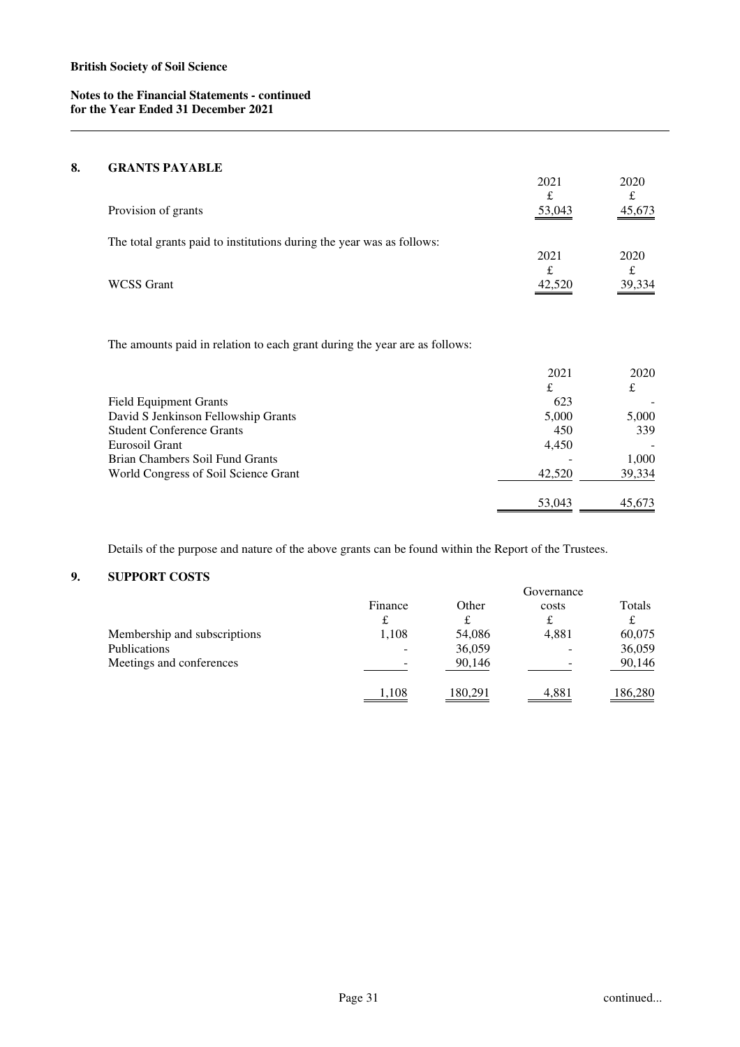**British Society of Soil Science**

**Notes to the Financial Statements - continued**
**for the Year Ended 31 December 2021**

## 8. GRANTS PAYABLE

| | 2021 | 2020 |
|---|---|---|
| | £ | £ |
| Provision of grants | 53,043 | 45,673 |

The total grants paid to institutions during the year was as follows:

| | 2021 | 2020 |
|---|---|---|
| | £ | £ |
| WCSS Grant | 42,520 | 39,334 |

The amounts paid in relation to each grant during the year are as follows:

| | 2021 | 2020 |
|---|---|---|
| | £ | £ |
| Field Equipment Grants | 623 | - |
| David S Jenkinson Fellowship Grants | 5,000 | 5,000 |
| Student Conference Grants | 450 | 339 |
| Eurosoil Grant | 4,450 | - |
| Brian Chambers Soil Fund Grants | - | 1,000 |
| World Congress of Soil Science Grant | 42,520 | 39,334 |
| | 53,043 | 45,673 |

Details of the purpose and nature of the above grants can be found within the Report of the Trustees.

## 9. SUPPORT COSTS

| | Finance | Other | Governance costs | Totals |
|---|---|---|---|---|
| | £ | £ | £ | £ |
| Membership and subscriptions | 1,108 | 54,086 | 4,881 | 60,075 |
| Publications | - | 36,059 | - | 36,059 |
| Meetings and conferences | - | 90,146 | - | 90,146 |
| | 1,108 | 180,291 | 4,881 | 186,280 |

continued...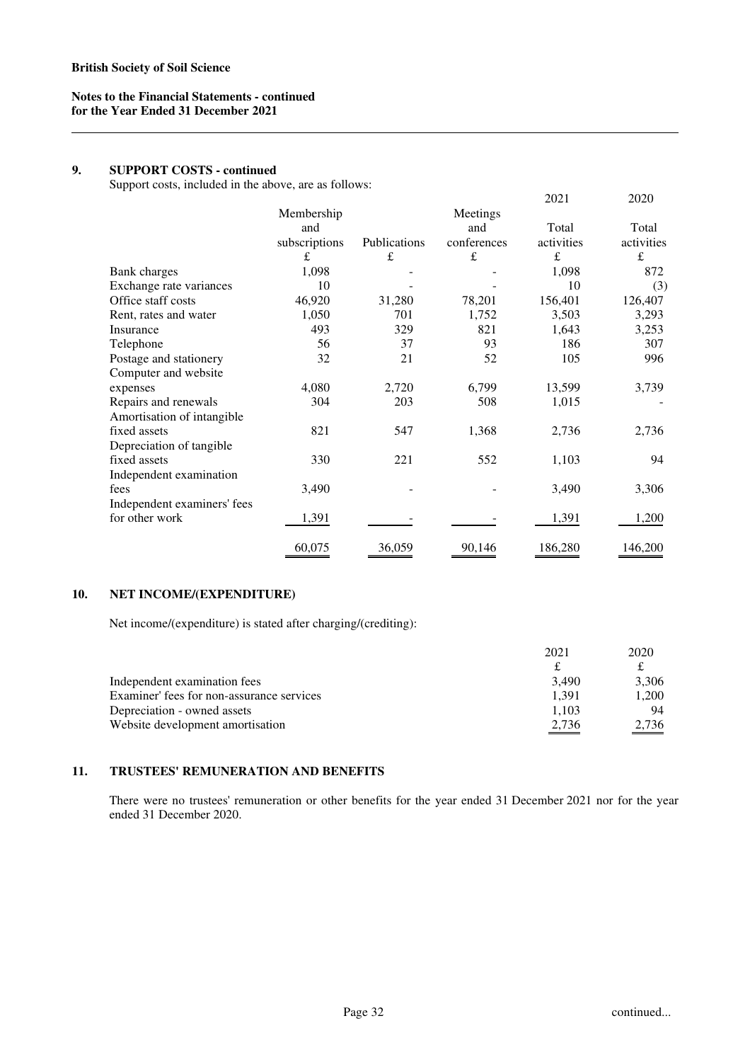British Society of Soil Science

Notes to the Financial Statements - continued
for the Year Ended 31 December 2021

## 9. SUPPORT COSTS - continued

Support costs, included in the above, are as follows:

| | Membership and subscriptions | Publications | Meetings and conferences | 2021 Total activities | 2020 Total activities |
|---|---|---|---|---|---|
| | £ | £ | £ | £ | £ |
| Bank charges | 1,098 | - | - | 1,098 | 872 |
| Exchange rate variances | 10 | - | - | 10 | (3) |
| Office staff costs | 46,920 | 31,280 | 78,201 | 156,401 | 126,407 |
| Rent, rates and water | 1,050 | 701 | 1,752 | 3,503 | 3,293 |
| Insurance | 493 | 329 | 821 | 1,643 | 3,253 |
| Telephone | 56 | 37 | 93 | 186 | 307 |
| Postage and stationery | 32 | 21 | 52 | 105 | 996 |
| Computer and website expenses | 4,080 | 2,720 | 6,799 | 13,599 | 3,739 |
| Repairs and renewals | 304 | 203 | 508 | 1,015 | - |
| Amortisation of intangible fixed assets | 821 | 547 | 1,368 | 2,736 | 2,736 |
| Depreciation of tangible fixed assets | 330 | 221 | 552 | 1,103 | 94 |
| Independent examination fees | 3,490 | - | - | 3,490 | 3,306 |
| Independent examiners' fees for other work | 1,391 | - | - | 1,391 | 1,200 |
| | 60,075 | 36,059 | 90,146 | 186,280 | 146,200 |

## 10. NET INCOME/(EXPENDITURE)

Net income/(expenditure) is stated after charging/(crediting):

| | 2021 | 2020 |
|---|---|---|
| | £ | £ |
| Independent examination fees | 3,490 | 3,306 |
| Examiner' fees for non-assurance services | 1,391 | 1,200 |
| Depreciation - owned assets | 1,103 | 94 |
| Website development amortisation | 2,736 | 2,736 |

## 11. TRUSTEES' REMUNERATION AND BENEFITS

There were no trustees' remuneration or other benefits for the year ended 31 December 2021 nor for the year ended 31 December 2020.

continued...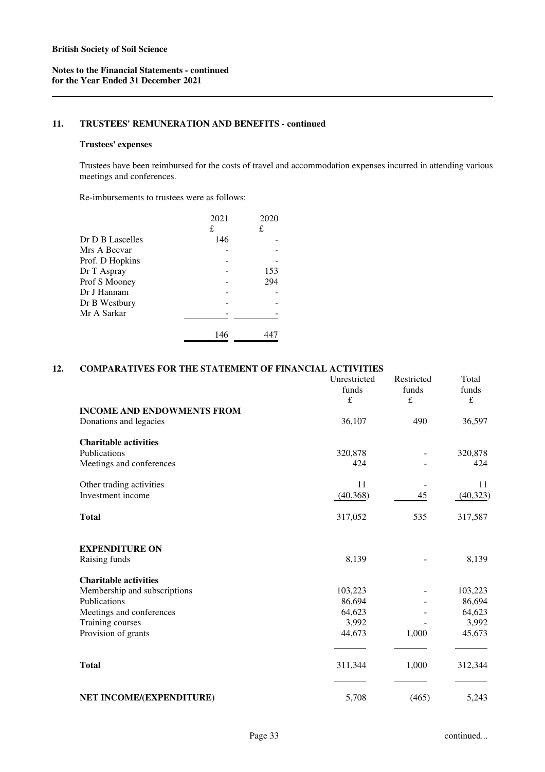**British Society of Soil Science**

**Notes to the Financial Statements - continued**
**for the Year Ended 31 December 2021**

## 11. TRUSTEES' REMUNERATION AND BENEFITS - continued

**Trustees' expenses**

Trustees have been reimbursed for the costs of travel and accommodation expenses incurred in attending various meetings and conferences.

Re-imbursements to trustees were as follows:

| | 2021 | 2020 |
|---|---|---|
| | £ | £ |
| Dr D B Lascelles | 146 | - |
| Mrs A Becvar | - | - |
| Prof. D Hopkins | - | - |
| Dr T Aspray | - | 153 |
| Prof S Mooney | - | 294 |
| Dr J Hannam | - | - |
| Dr B Westbury | - | - |
| Mr A Sarkar | - | - |
| | 146 | 447 |

## 12. COMPARATIVES FOR THE STATEMENT OF FINANCIAL ACTIVITIES

| | Unrestricted funds | Restricted funds | Total funds |
|---|---|---|---|
| | £ | £ | £ |
| **INCOME AND ENDOWMENTS FROM** | | | |
| Donations and legacies | 36,107 | 490 | 36,597 |
| **Charitable activities** | | | |
| Publications | 320,878 | - | 320,878 |
| Meetings and conferences | 424 | - | 424 |
| Other trading activities | 11 | - | 11 |
| Investment income | (40,368) | 45 | (40,323) |
| **Total** | 317,052 | 535 | 317,587 |
| **EXPENDITURE ON** | | | |
| Raising funds | 8,139 | - | 8,139 |
| **Charitable activities** | | | |
| Membership and subscriptions | 103,223 | - | 103,223 |
| Publications | 86,694 | - | 86,694 |
| Meetings and conferences | 64,623 | - | 64,623 |
| Training courses | 3,992 | - | 3,992 |
| Provision of grants | 44,673 | 1,000 | 45,673 |
| **Total** | 311,344 | 1,000 | 312,344 |
| **NET INCOME/(EXPENDITURE)** | 5,708 | (465) | 5,243 |

continued...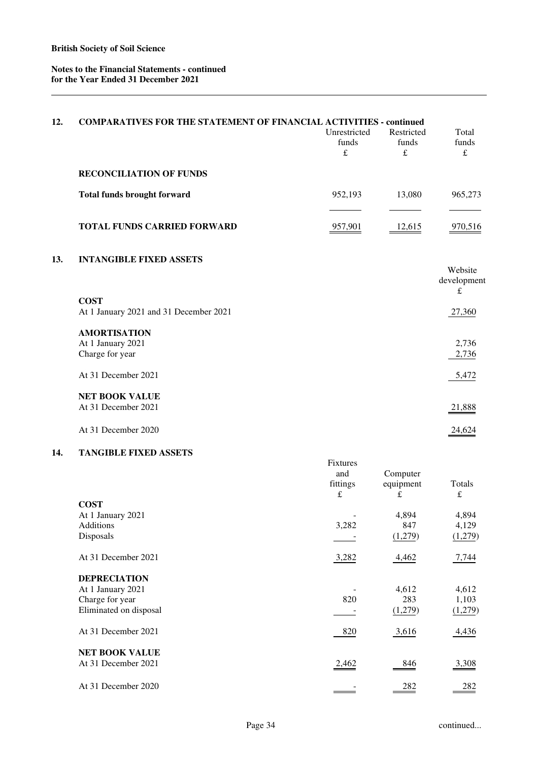**British Society of Soil Science**

**Notes to the Financial Statements - continued**
**for the Year Ended 31 December 2021**

## 12. COMPARATIVES FOR THE STATEMENT OF FINANCIAL ACTIVITIES - continued

| | Unrestricted funds £ | Restricted funds £ | Total funds £ |
|---|---|---|---|
| **RECONCILIATION OF FUNDS** | | | |
| **Total funds brought forward** | 952,193 | 13,080 | 965,273 |
| **TOTAL FUNDS CARRIED FORWARD** | 957,901 | 12,615 | 970,516 |

## 13. INTANGIBLE FIXED ASSETS

| | Website development £ |
|---|---|
| **COST** | |
| At 1 January 2021 and 31 December 2021 | 27,360 |
| **AMORTISATION** | |
| At 1 January 2021 | 2,736 |
| Charge for year | 2,736 |
| At 31 December 2021 | 5,472 |
| **NET BOOK VALUE** | |
| At 31 December 2021 | 21,888 |
| At 31 December 2020 | 24,624 |

## 14. TANGIBLE FIXED ASSETS

| | Fixtures and fittings £ | Computer equipment £ | Totals £ |
|---|---|---|---|
| **COST** | | | |
| At 1 January 2021 | - | 4,894 | 4,894 |
| Additions | 3,282 | 847 | 4,129 |
| Disposals | - | (1,279) | (1,279) |
| At 31 December 2021 | 3,282 | 4,462 | 7,744 |
| **DEPRECIATION** | | | |
| At 1 January 2021 | - | 4,612 | 4,612 |
| Charge for year | 820 | 283 | 1,103 |
| Eliminated on disposal | - | (1,279) | (1,279) |
| At 31 December 2021 | 820 | 3,616 | 4,436 |
| **NET BOOK VALUE** | | | |
| At 31 December 2021 | 2,462 | 846 | 3,308 |
| At 31 December 2020 | - | 282 | 282 |

continued...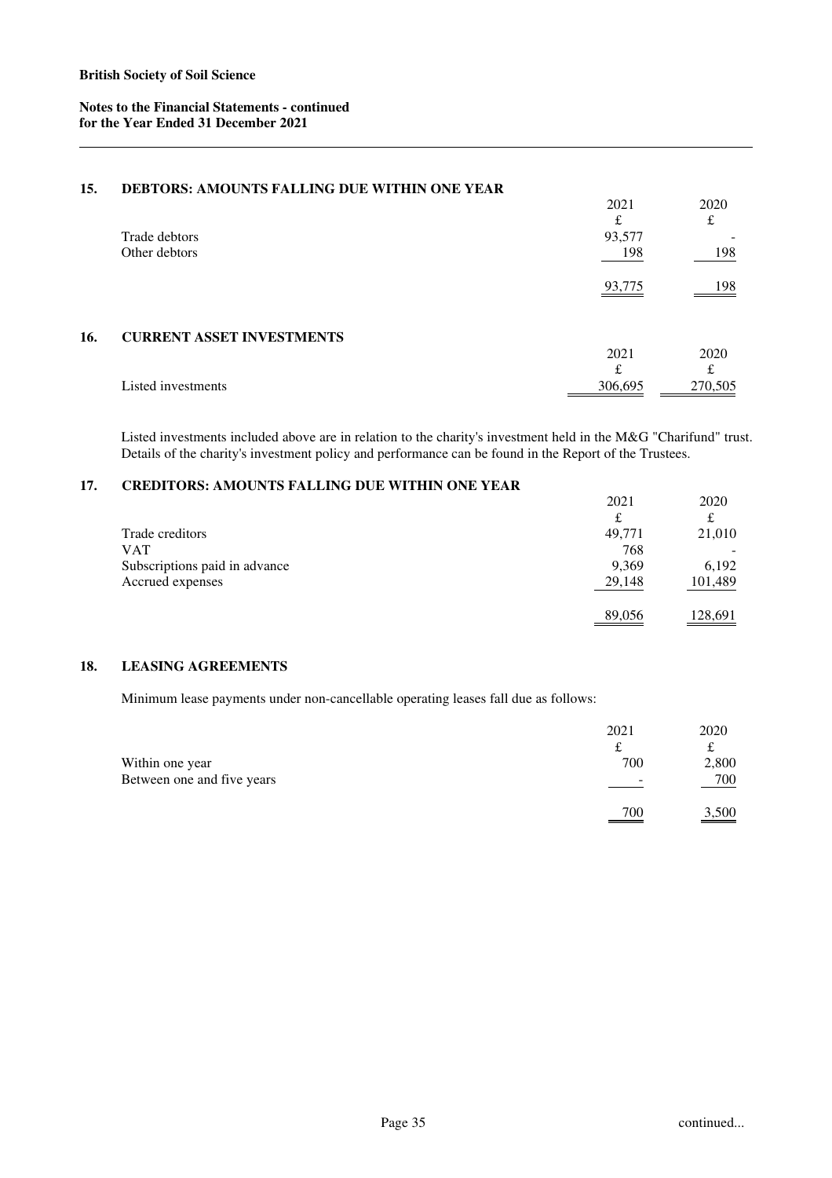**British Society of Soil Science**

**Notes to the Financial Statements - continued**
**for the Year Ended 31 December 2021**

## 15. DEBTORS: AMOUNTS FALLING DUE WITHIN ONE YEAR

| | 2021 | 2020 |
|---|---|---|
| | £ | £ |
| Trade debtors | 93,577 | - |
| Other debtors | 198 | 198 |
| | 93,775 | 198 |

## 16. CURRENT ASSET INVESTMENTS

| | 2021 | 2020 |
|---|---|---|
| | £ | £ |
| Listed investments | 306,695 | 270,505 |

Listed investments included above are in relation to the charity's investment held in the M&G "Charifund" trust. Details of the charity's investment policy and performance can be found in the Report of the Trustees.

## 17. CREDITORS: AMOUNTS FALLING DUE WITHIN ONE YEAR

| | 2021 | 2020 |
|---|---|---|
| | £ | £ |
| Trade creditors | 49,771 | 21,010 |
| VAT | 768 | - |
| Subscriptions paid in advance | 9,369 | 6,192 |
| Accrued expenses | 29,148 | 101,489 |
| | 89,056 | 128,691 |

## 18. LEASING AGREEMENTS

Minimum lease payments under non-cancellable operating leases fall due as follows:

| | 2021 | 2020 |
|---|---|---|
| | £ | £ |
| Within one year | 700 | 2,800 |
| Between one and five years | - | 700 |
| | 700 | 3,500 |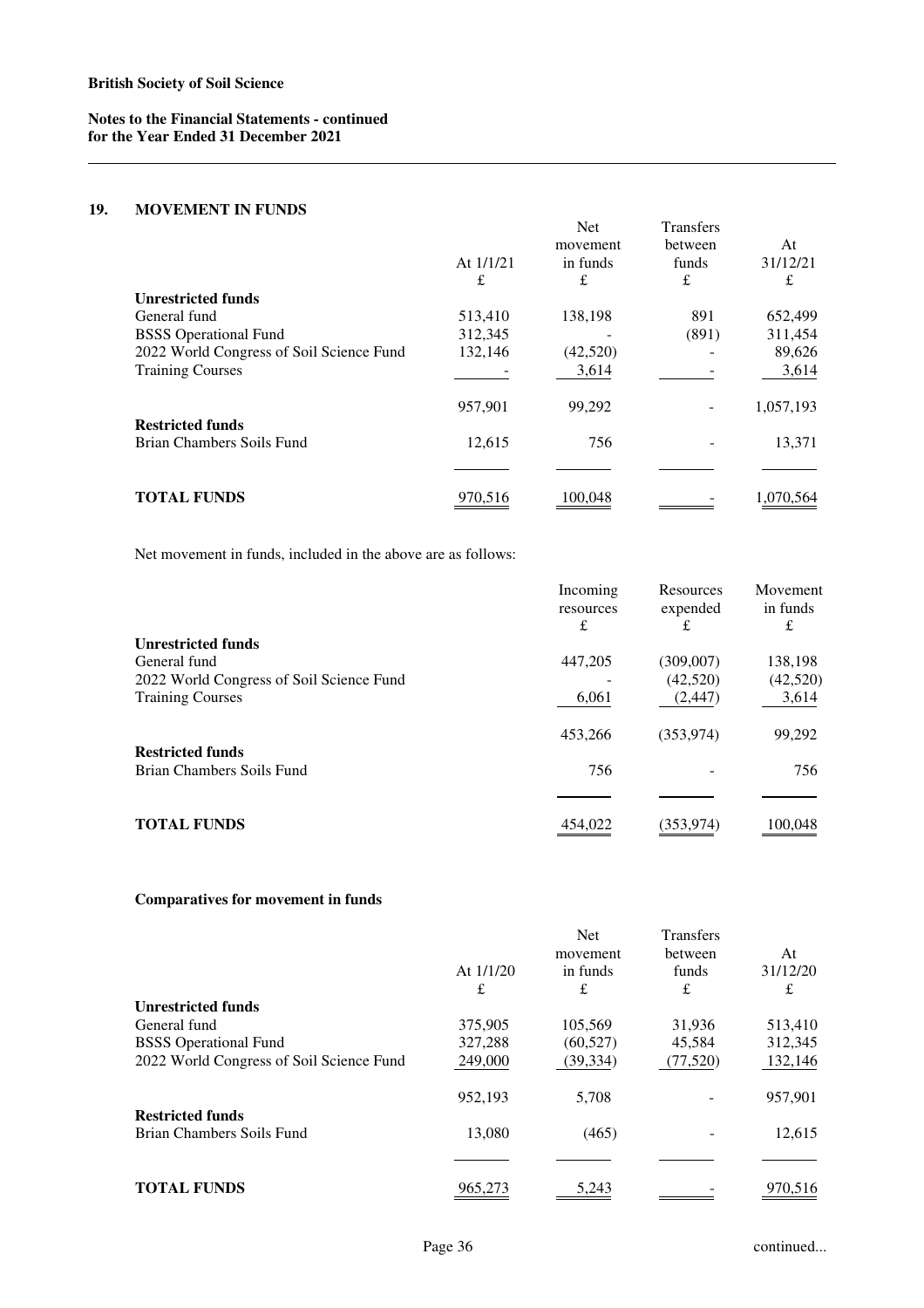## 19. MOVEMENT IN FUNDS

| | At 1/1/21 | Net movement in funds | Transfers between funds | At 31/12/21 |
|---|---|---|---|---|
| | £ | £ | £ | £ |
| **Unrestricted funds** | | | | |
| General fund | 513,410 | 138,198 | 891 | 652,499 |
| BSSS Operational Fund | 312,345 | - | (891) | 311,454 |
| 2022 World Congress of Soil Science Fund | 132,146 | (42,520) | - | 89,626 |
| Training Courses | - | 3,614 | - | 3,614 |
| | 957,901 | 99,292 | - | 1,057,193 |
| **Restricted funds** | | | | |
| Brian Chambers Soils Fund | 12,615 | 756 | - | 13,371 |
| **TOTAL FUNDS** | 970,516 | 100,048 | - | 1,070,564 |

Net movement in funds, included in the above are as follows:

| | Incoming resources | Resources expended | Movement in funds |
|---|---|---|---|
| | £ | £ | £ |
| **Unrestricted funds** | | | |
| General fund | 447,205 | (309,007) | 138,198 |
| 2022 World Congress of Soil Science Fund | - | (42,520) | (42,520) |
| Training Courses | 6,061 | (2,447) | 3,614 |
| | 453,266 | (353,974) | 99,292 |
| **Restricted funds** | | | |
| Brian Chambers Soils Fund | 756 | - | 756 |
| **TOTAL FUNDS** | 454,022 | (353,974) | 100,048 |

### Comparatives for movement in funds

| | At 1/1/20 | Net movement in funds | Transfers between funds | At 31/12/20 |
|---|---|---|---|---|
| | £ | £ | £ | £ |
| **Unrestricted funds** | | | | |
| General fund | 375,905 | 105,569 | 31,936 | 513,410 |
| BSSS Operational Fund | 327,288 | (60,527) | 45,584 | 312,345 |
| 2022 World Congress of Soil Science Fund | 249,000 | (39,334) | (77,520) | 132,146 |
| | 952,193 | 5,708 | - | 957,901 |
| **Restricted funds** | | | | |
| Brian Chambers Soils Fund | 13,080 | (465) | - | 12,615 |
| **TOTAL FUNDS** | 965,273 | 5,243 | - | 970,516 |

continued...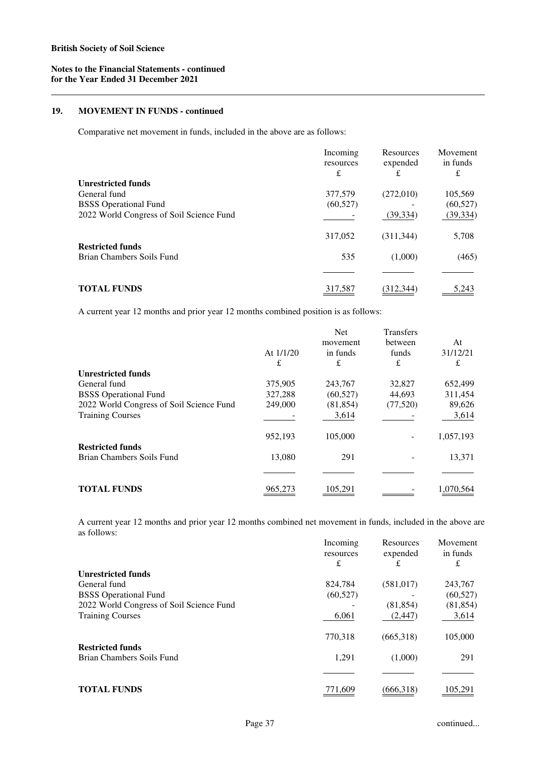**British Society of Soil Science**

**Notes to the Financial Statements - continued**
**for the Year Ended 31 December 2021**

## 19. MOVEMENT IN FUNDS - continued

Comparative net movement in funds, included in the above are as follows:

| | Incoming resources £ | Resources expended £ | Movement in funds £ |
|---|---|---|---|
| **Unrestricted funds** | | | |
| General fund | 377,579 | (272,010) | 105,569 |
| BSSS Operational Fund | (60,527) | - | (60,527) |
| 2022 World Congress of Soil Science Fund | - | (39,334) | (39,334) |
| | 317,052 | (311,344) | 5,708 |
| **Restricted funds** | | | |
| Brian Chambers Soils Fund | 535 | (1,000) | (465) |
| **TOTAL FUNDS** | 317,587 | (312,344) | 5,243 |

A current year 12 months and prior year 12 months combined position is as follows:

| | At 1/1/20 £ | Net movement in funds £ | Transfers between funds £ | At 31/12/21 £ |
|---|---|---|---|---|
| **Unrestricted funds** | | | | |
| General fund | 375,905 | 243,767 | 32,827 | 652,499 |
| BSSS Operational Fund | 327,288 | (60,527) | 44,693 | 311,454 |
| 2022 World Congress of Soil Science Fund | 249,000 | (81,854) | (77,520) | 89,626 |
| Training Courses | - | 3,614 | - | 3,614 |
| | 952,193 | 105,000 | - | 1,057,193 |
| **Restricted funds** | | | | |
| Brian Chambers Soils Fund | 13,080 | 291 | - | 13,371 |
| **TOTAL FUNDS** | 965,273 | 105,291 | - | 1,070,564 |

A current year 12 months and prior year 12 months combined net movement in funds, included in the above are as follows:

| | Incoming resources £ | Resources expended £ | Movement in funds £ |
|---|---|---|---|
| **Unrestricted funds** | | | |
| General fund | 824,784 | (581,017) | 243,767 |
| BSSS Operational Fund | (60,527) | - | (60,527) |
| 2022 World Congress of Soil Science Fund | - | (81,854) | (81,854) |
| Training Courses | 6,061 | (2,447) | 3,614 |
| | 770,318 | (665,318) | 105,000 |
| **Restricted funds** | | | |
| Brian Chambers Soils Fund | 1,291 | (1,000) | 291 |
| **TOTAL FUNDS** | 771,609 | (666,318) | 105,291 |

continued...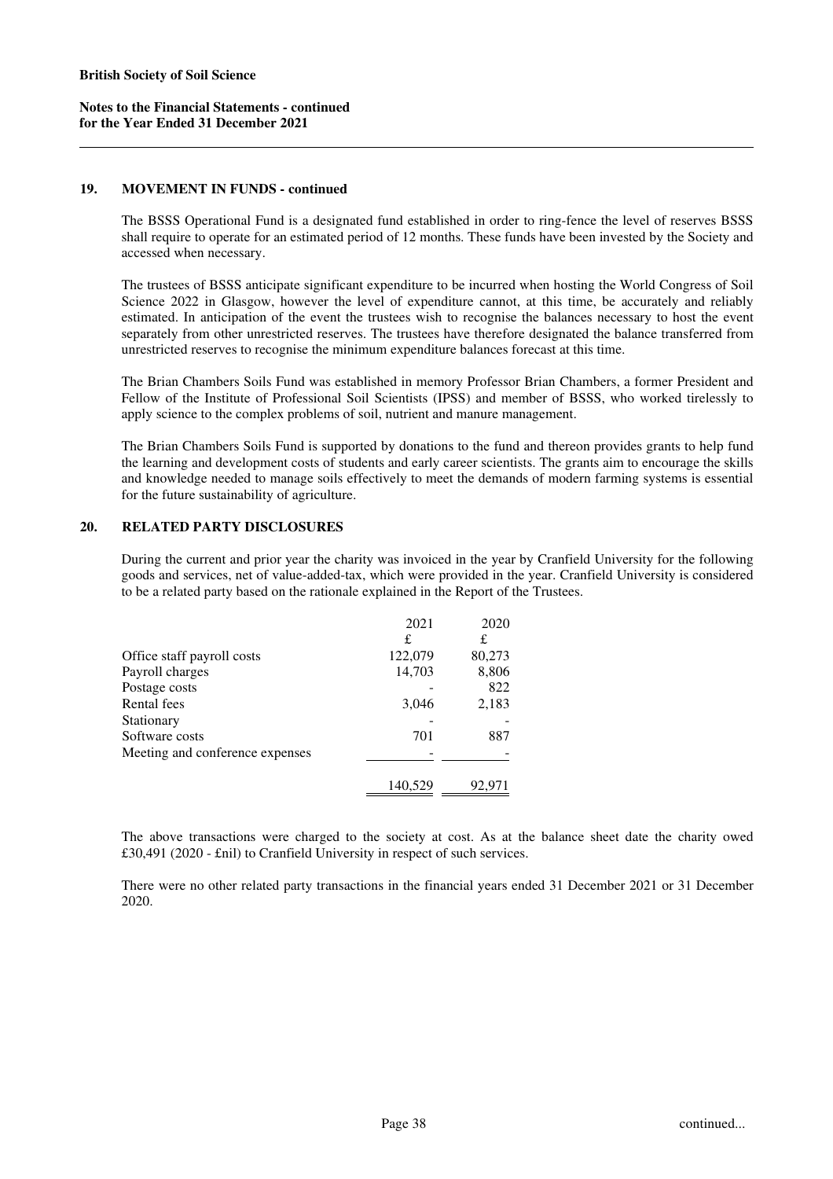**British Society of Soil Science**

**Notes to the Financial Statements - continued**
**for the Year Ended 31 December 2021**

## 19. MOVEMENT IN FUNDS - continued

The BSSS Operational Fund is a designated fund established in order to ring-fence the level of reserves BSSS shall require to operate for an estimated period of 12 months. These funds have been invested by the Society and accessed when necessary.

The trustees of BSSS anticipate significant expenditure to be incurred when hosting the World Congress of Soil Science 2022 in Glasgow, however the level of expenditure cannot, at this time, be accurately and reliably estimated. In anticipation of the event the trustees wish to recognise the balances necessary to host the event separately from other unrestricted reserves. The trustees have therefore designated the balance transferred from unrestricted reserves to recognise the minimum expenditure balances forecast at this time.

The Brian Chambers Soils Fund was established in memory Professor Brian Chambers, a former President and Fellow of the Institute of Professional Soil Scientists (IPSS) and member of BSSS, who worked tirelessly to apply science to the complex problems of soil, nutrient and manure management.

The Brian Chambers Soils Fund is supported by donations to the fund and thereon provides grants to help fund the learning and development costs of students and early career scientists. The grants aim to encourage the skills and knowledge needed to manage soils effectively to meet the demands of modern farming systems is essential for the future sustainability of agriculture.

## 20. RELATED PARTY DISCLOSURES

During the current and prior year the charity was invoiced in the year by Cranfield University for the following goods and services, net of value-added-tax, which were provided in the year. Cranfield University is considered to be a related party based on the rationale explained in the Report of the Trustees.

| | 2021 | 2020 |
|---|---|---|
| | £ | £ |
| Office staff payroll costs | 122,079 | 80,273 |
| Payroll charges | 14,703 | 8,806 |
| Postage costs | - | 822 |
| Rental fees | 3,046 | 2,183 |
| Stationary | - | - |
| Software costs | 701 | 887 |
| Meeting and conference expenses | - | - |
| | 140,529 | 92,971 |

The above transactions were charged to the society at cost. As at the balance sheet date the charity owed £30,491 (2020 - £nil) to Cranfield University in respect of such services.

There were no other related party transactions in the financial years ended 31 December 2021 or 31 December 2020.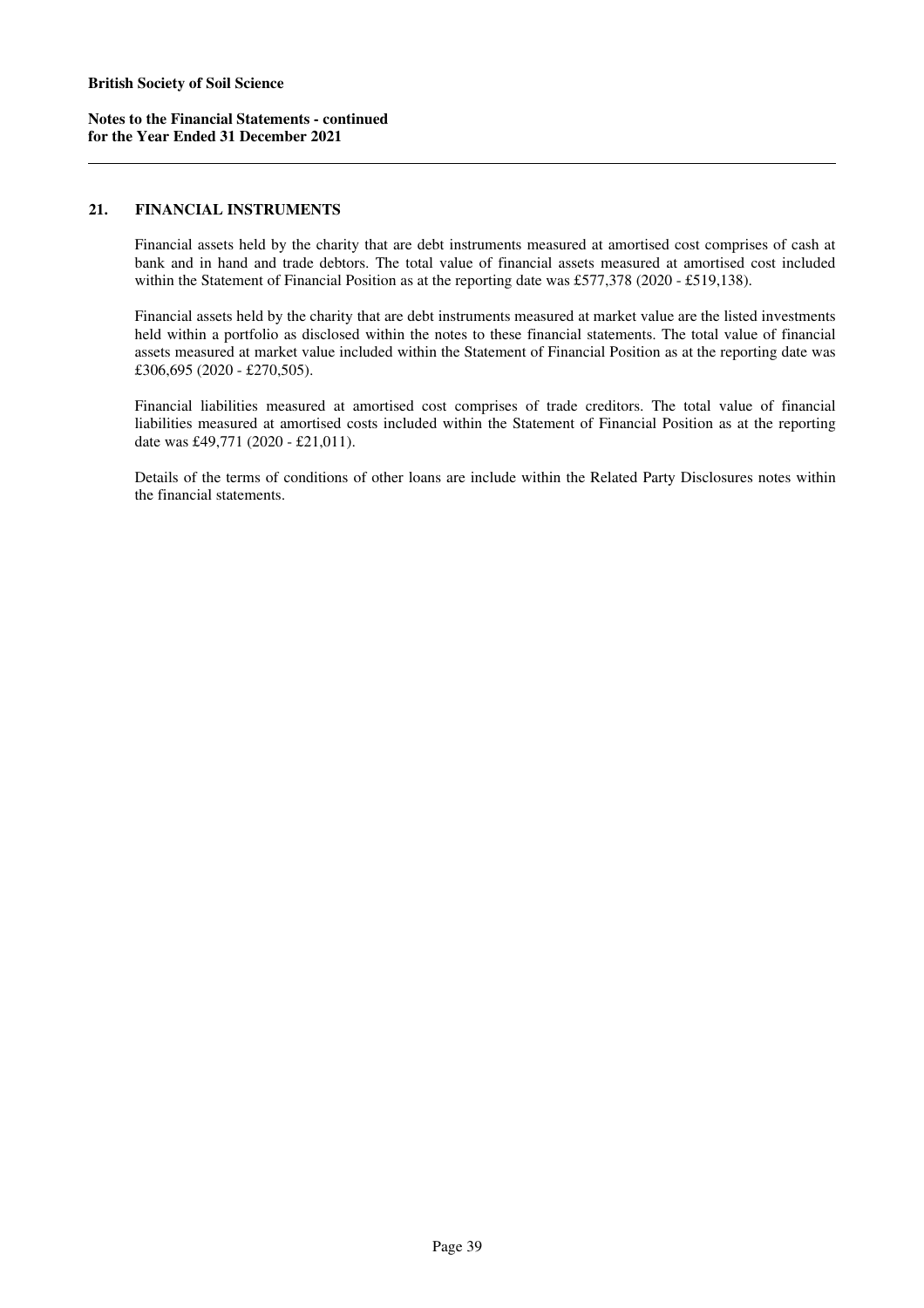## 21. FINANCIAL INSTRUMENTS

Financial assets held by the charity that are debt instruments measured at amortised cost comprises of cash at bank and in hand and trade debtors. The total value of financial assets measured at amortised cost included within the Statement of Financial Position as at the reporting date was £577,378 (2020 - £519,138).

Financial assets held by the charity that are debt instruments measured at market value are the listed investments held within a portfolio as disclosed within the notes to these financial statements. The total value of financial assets measured at market value included within the Statement of Financial Position as at the reporting date was £306,695 (2020 - £270,505).

Financial liabilities measured at amortised cost comprises of trade creditors. The total value of financial liabilities measured at amortised costs included within the Statement of Financial Position as at the reporting date was £49,771 (2020 - £21,011).

Details of the terms of conditions of other loans are include within the Related Party Disclosures notes within the financial statements.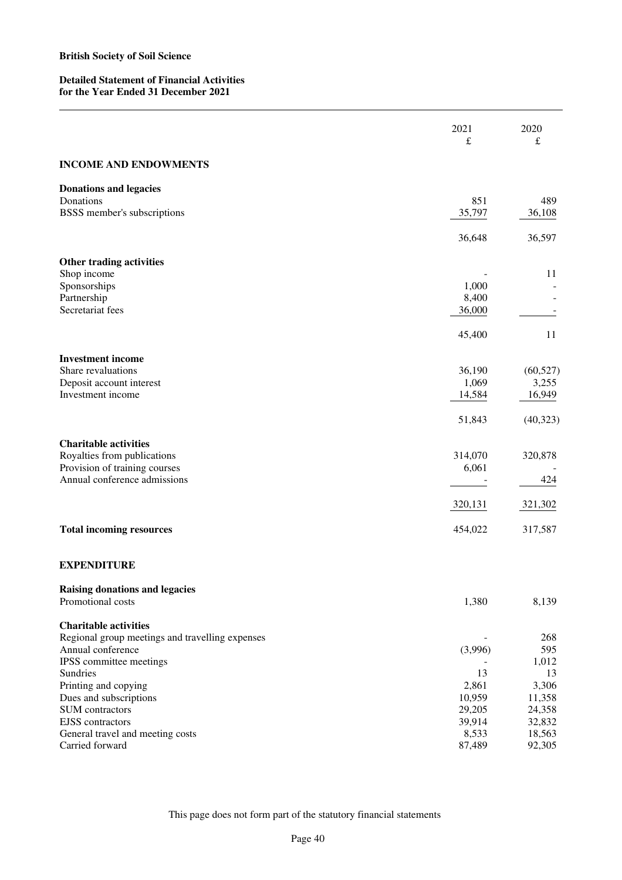**British Society of Soil Science**

**Detailed Statement of Financial Activities**
**for the Year Ended 31 December 2021**

| | 2021<br>£ | 2020<br>£ |
|---|---|---|
| **INCOME AND ENDOWMENTS** | | |
| **Donations and legacies** | | |
| Donations | 851 | 489 |
| BSSS member's subscriptions | 35,797 | 36,108 |
| | 36,648 | 36,597 |
| **Other trading activities** | | |
| Shop income | - | 11 |
| Sponsorships | 1,000 | - |
| Partnership | 8,400 | - |
| Secretariat fees | 36,000 | - |
| | 45,400 | 11 |
| **Investment income** | | |
| Share revaluations | 36,190 | (60,527) |
| Deposit account interest | 1,069 | 3,255 |
| Investment income | 14,584 | 16,949 |
| | 51,843 | (40,323) |
| **Charitable activities** | | |
| Royalties from publications | 314,070 | 320,878 |
| Provision of training courses | 6,061 | - |
| Annual conference admissions | - | 424 |
| | 320,131 | 321,302 |
| **Total incoming resources** | 454,022 | 317,587 |
| **EXPENDITURE** | | |
| **Raising donations and legacies** | | |
| Promotional costs | 1,380 | 8,139 |
| **Charitable activities** | | |
| Regional group meetings and travelling expenses | - | 268 |
| Annual conference | (3,996) | 595 |
| IPSS committee meetings | - | 1,012 |
| Sundries | 13 | 13 |
| Printing and copying | 2,861 | 3,306 |
| Dues and subscriptions | 10,959 | 11,358 |
| SUM contractors | 29,205 | 24,358 |
| EJSS contractors | 39,914 | 32,832 |
| General travel and meeting costs | 8,533 | 18,563 |
| Carried forward | 87,489 | 92,305 |

This page does not form part of the statutory financial statements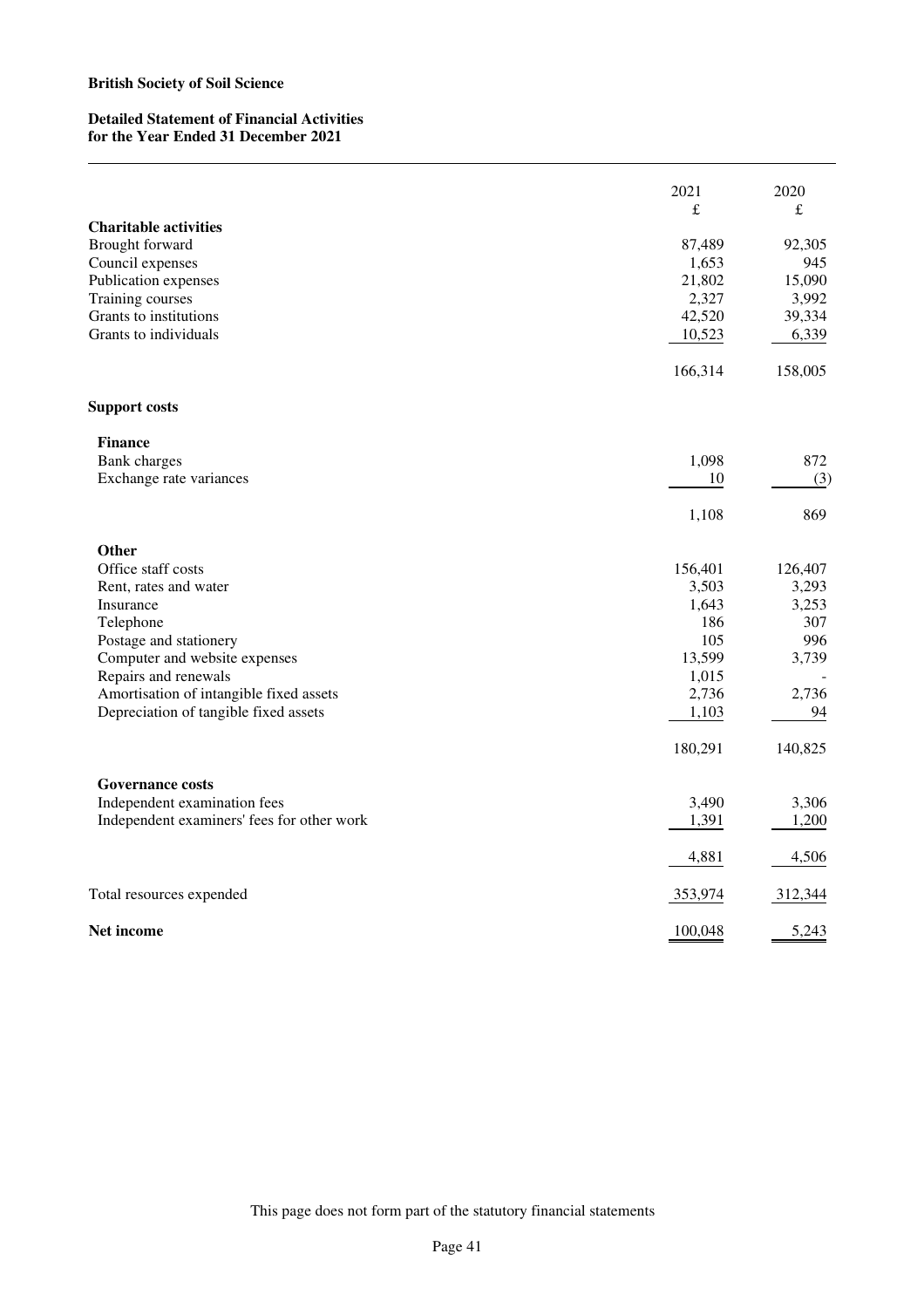**British Society of Soil Science**

**Detailed Statement of Financial Activities**
**for the Year Ended 31 December 2021**

| | 2021 £ | 2020 £ |
|---|---|---|
| **Charitable activities** | | |
| Brought forward | 87,489 | 92,305 |
| Council expenses | 1,653 | 945 |
| Publication expenses | 21,802 | 15,090 |
| Training courses | 2,327 | 3,992 |
| Grants to institutions | 42,520 | 39,334 |
| Grants to individuals | 10,523 | 6,339 |
| | 166,314 | 158,005 |
| **Support costs** | | |
| **Finance** | | |
| Bank charges | 1,098 | 872 |
| Exchange rate variances | 10 | (3) |
| | 1,108 | 869 |
| **Other** | | |
| Office staff costs | 156,401 | 126,407 |
| Rent, rates and water | 3,503 | 3,293 |
| Insurance | 1,643 | 3,253 |
| Telephone | 186 | 307 |
| Postage and stationery | 105 | 996 |
| Computer and website expenses | 13,599 | 3,739 |
| Repairs and renewals | 1,015 | - |
| Amortisation of intangible fixed assets | 2,736 | 2,736 |
| Depreciation of tangible fixed assets | 1,103 | 94 |
| | 180,291 | 140,825 |
| **Governance costs** | | |
| Independent examination fees | 3,490 | 3,306 |
| Independent examiners' fees for other work | 1,391 | 1,200 |
| | 4,881 | 4,506 |
| Total resources expended | 353,974 | 312,344 |
| **Net income** | 100,048 | 5,243 |

This page does not form part of the statutory financial statements